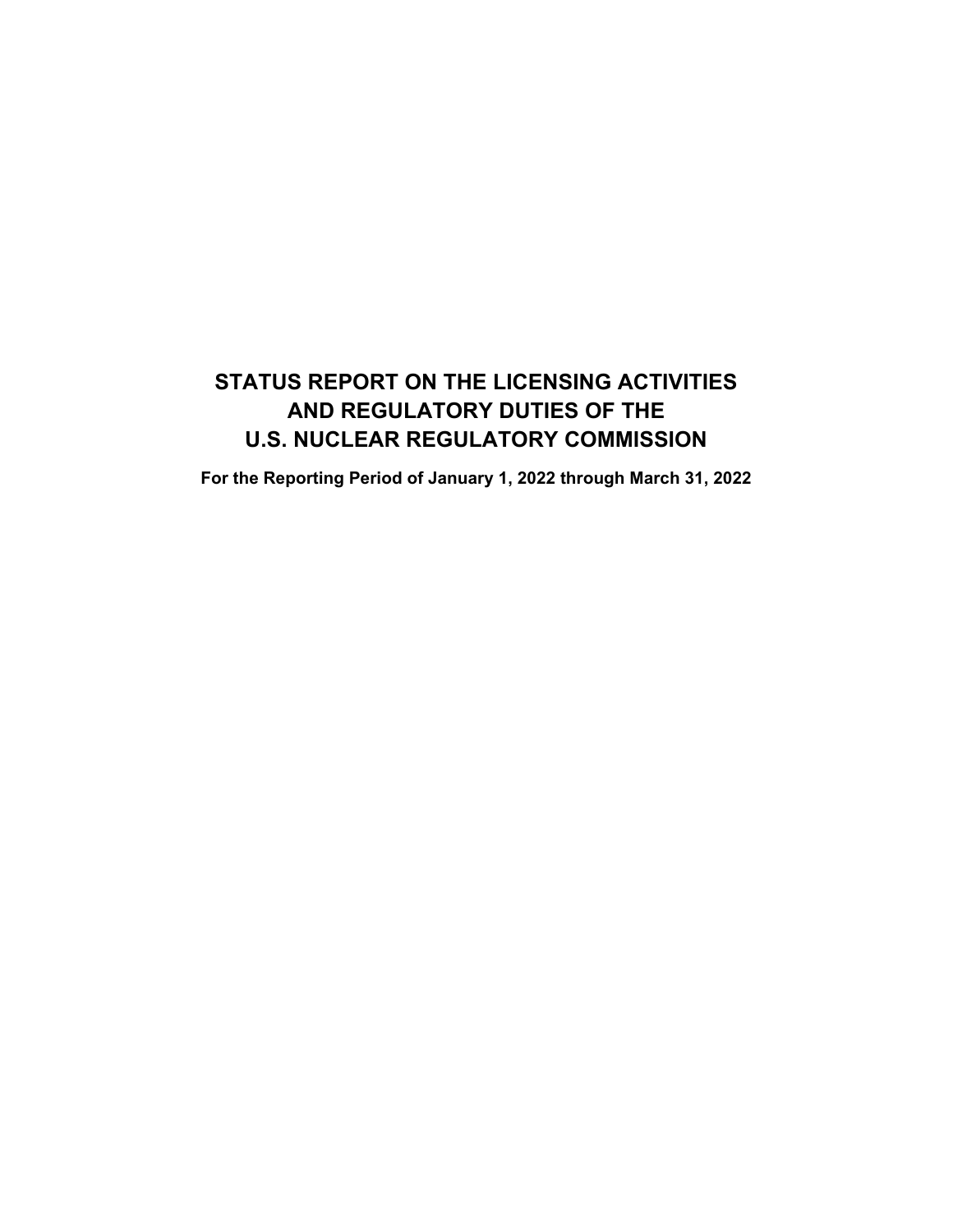# STATUS REPORT ON THE LICENSING ACTIVITIES AND REGULATORY DUTIES OF THE U.S. NUCLEAR REGULATORY COMMISSION

**For the Reporting Period of January 1, 2022 through March 31, 2022**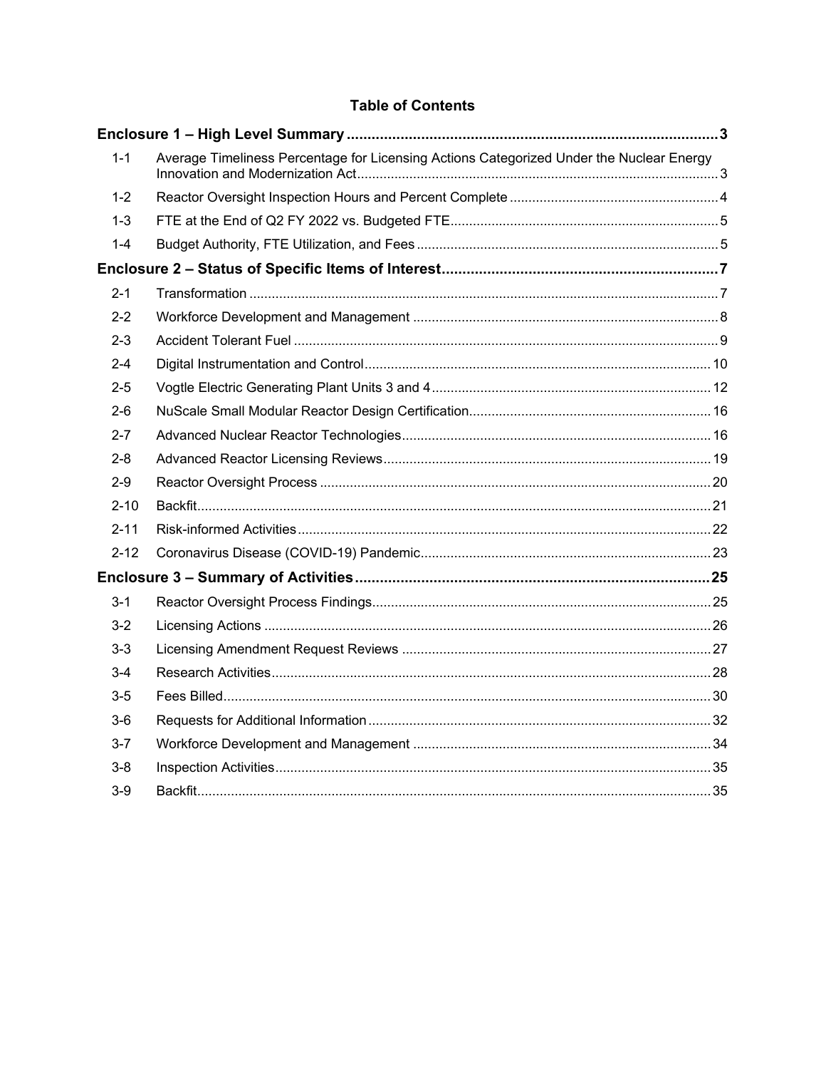# Table of Contents

| | | |
|---|---|---|
| **Enclosure 1 – High Level Summary** | | **3** |
| 1-1 | Average Timeliness Percentage for Licensing Actions Categorized Under the Nuclear Energy Innovation and Modernization Act | 3 |
| 1-2 | Reactor Oversight Inspection Hours and Percent Complete | 4 |
| 1-3 | FTE at the End of Q2 FY 2022 vs. Budgeted FTE | 5 |
| 1-4 | Budget Authority, FTE Utilization, and Fees | 5 |
| **Enclosure 2 – Status of Specific Items of Interest** | | **7** |
| 2-1 | Transformation | 7 |
| 2-2 | Workforce Development and Management | 8 |
| 2-3 | Accident Tolerant Fuel | 9 |
| 2-4 | Digital Instrumentation and Control | 10 |
| 2-5 | Vogtle Electric Generating Plant Units 3 and 4 | 12 |
| 2-6 | NuScale Small Modular Reactor Design Certification | 16 |
| 2-7 | Advanced Nuclear Reactor Technologies | 16 |
| 2-8 | Advanced Reactor Licensing Reviews | 19 |
| 2-9 | Reactor Oversight Process | 20 |
| 2-10 | Backfit | 21 |
| 2-11 | Risk-informed Activities | 22 |
| 2-12 | Coronavirus Disease (COVID-19) Pandemic | 23 |
| **Enclosure 3 – Summary of Activities** | | **25** |
| 3-1 | Reactor Oversight Process Findings | 25 |
| 3-2 | Licensing Actions | 26 |
| 3-3 | Licensing Amendment Request Reviews | 27 |
| 3-4 | Research Activities | 28 |
| 3-5 | Fees Billed | 30 |
| 3-6 | Requests for Additional Information | 32 |
| 3-7 | Workforce Development and Management | 34 |
| 3-8 | Inspection Activities | 35 |
| 3-9 | Backfit | 35 |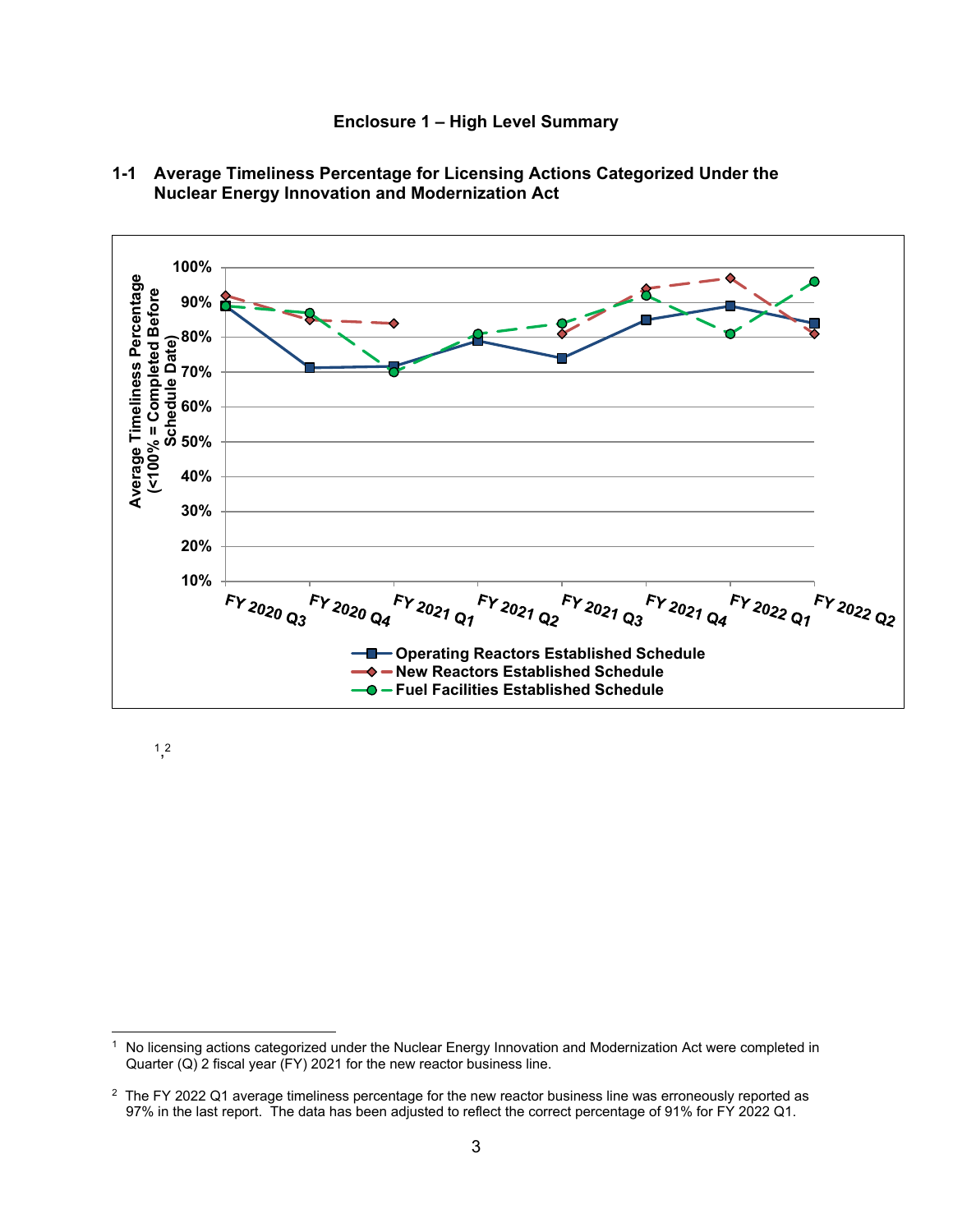# Enclosure 1 – High Level Summary

## 1-1 Average Timeliness Percentage for Licensing Actions Categorized Under the Nuclear Energy Innovation and Modernization Act

[1,2]

---

[1] No licensing actions categorized under the Nuclear Energy Innovation and Modernization Act were completed in Quarter (Q) 2 fiscal year (FY) 2021 for the new reactor business line.

[2] The FY 2022 Q1 average timeliness percentage for the new reactor business line was erroneously reported as 97% in the last report. The data has been adjusted to reflect the correct percentage of 91% for FY 2022 Q1.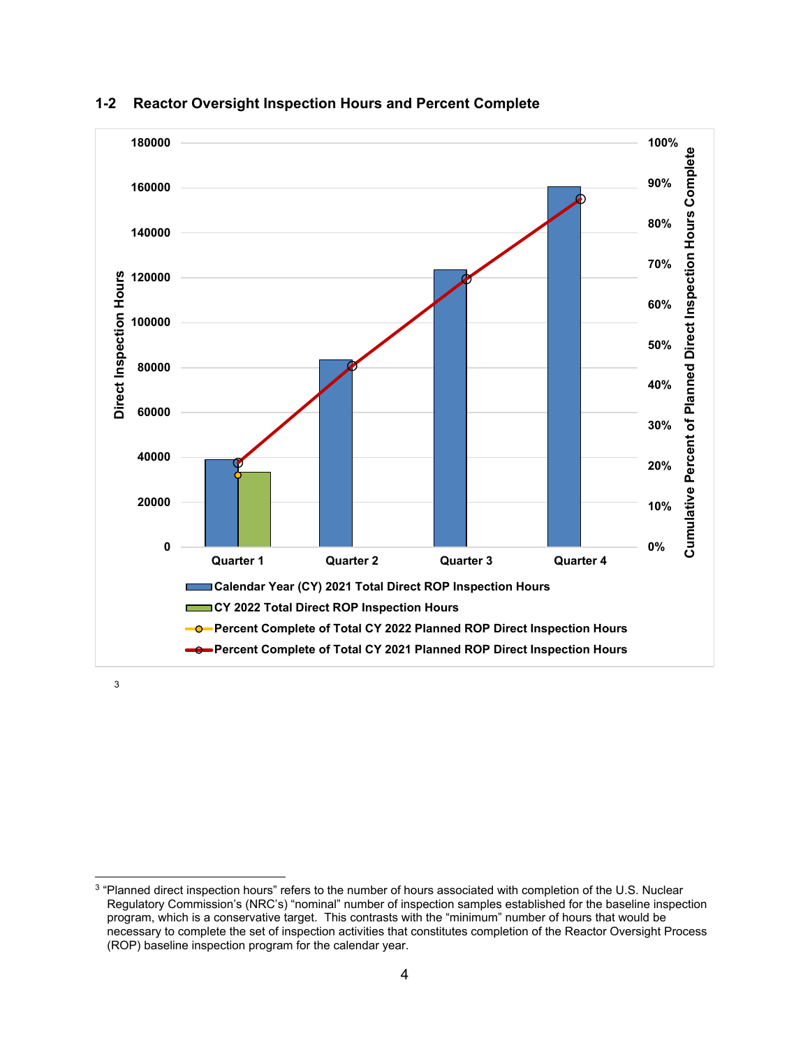## 1-2 Reactor Oversight Inspection Hours and Percent Complete

Direct Inspection Hours (left axis: 0–180000); Cumulative Percent of Planned Direct Inspection Hours Complete (right axis: 0%–100%)

Quarter 1 | Quarter 2 | Quarter 3 | Quarter 4

- Calendar Year (CY) 2021 Total Direct ROP Inspection Hours
- CY 2022 Total Direct ROP Inspection Hours
- Percent Complete of Total CY 2022 Planned ROP Direct Inspection Hours
- Percent Complete of Total CY 2021 Planned ROP Direct Inspection Hours

[3]

---

[3] "Planned direct inspection hours" refers to the number of hours associated with completion of the U.S. Nuclear Regulatory Commission's (NRC's) "nominal" number of inspection samples established for the baseline inspection program, which is a conservative target. This contrasts with the "minimum" number of hours that would be necessary to complete the set of inspection activities that constitutes completion of the Reactor Oversight Process (ROP) baseline inspection program for the calendar year.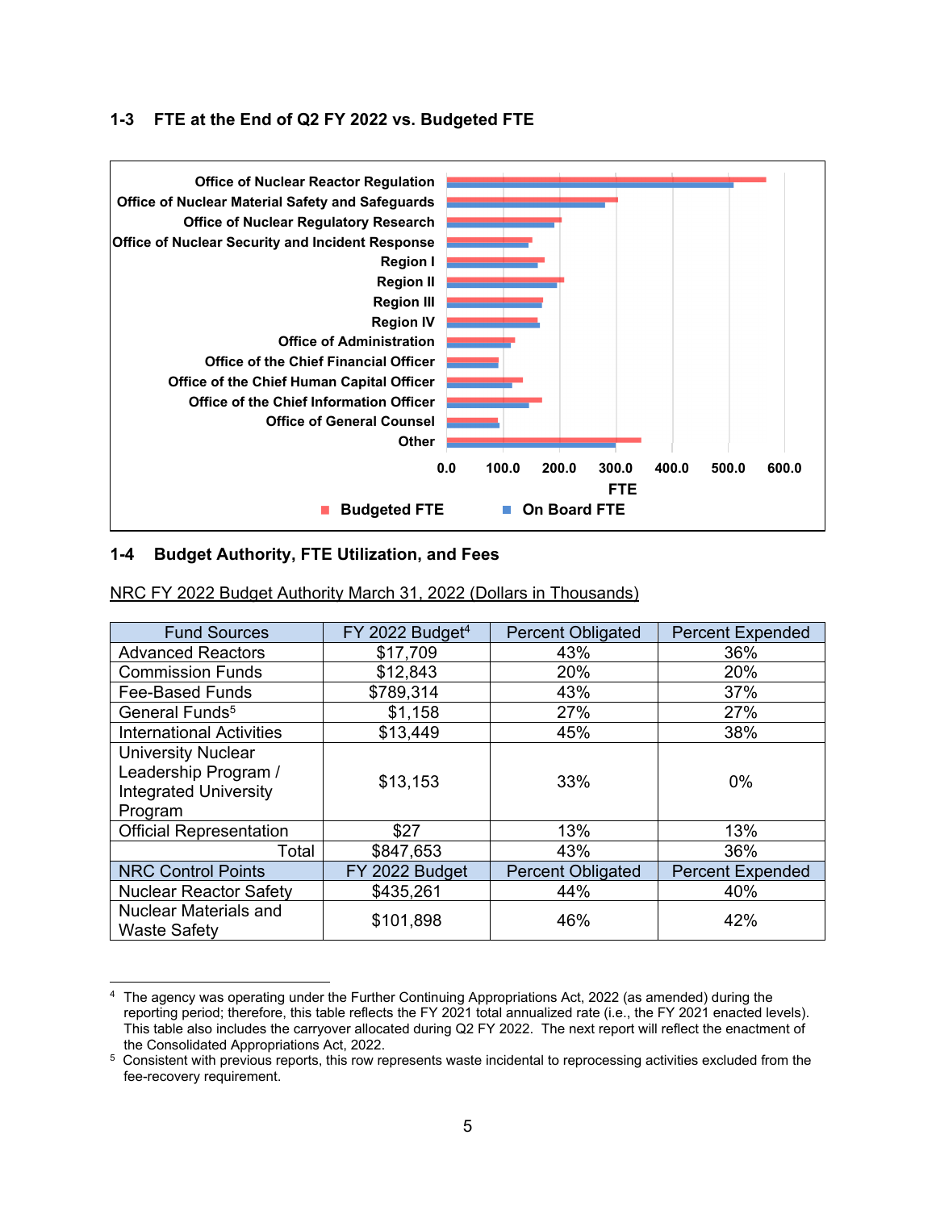## 1-3 FTE at the End of Q2 FY 2022 vs. Budgeted FTE

## 1-4 Budget Authority, FTE Utilization, and Fees

NRC FY 2022 Budget Authority March 31, 2022 (Dollars in Thousands)

| Fund Sources | FY 2022 Budget[4] | Percent Obligated | Percent Expended |
|---|---|---|---|
| Advanced Reactors | $17,709 | 43% | 36% |
| Commission Funds | $12,843 | 20% | 20% |
| Fee-Based Funds | $789,314 | 43% | 37% |
| General Funds[5] | $1,158 | 27% | 27% |
| International Activities | $13,449 | 45% | 38% |
| University Nuclear Leadership Program / Integrated University Program | $13,153 | 33% | 0% |
| Official Representation | $27 | 13% | 13% |
| Total | $847,653 | 43% | 36% |
| **NRC Control Points** | **FY 2022 Budget** | **Percent Obligated** | **Percent Expended** |
| Nuclear Reactor Safety | $435,261 | 44% | 40% |
| Nuclear Materials and Waste Safety | $101,898 | 46% | 42% |

[4] The agency was operating under the Further Continuing Appropriations Act, 2022 (as amended) during the reporting period; therefore, this table reflects the FY 2021 total annualized rate (i.e., the FY 2021 enacted levels). This table also includes the carryover allocated during Q2 FY 2022. The next report will reflect the enactment of the Consolidated Appropriations Act, 2022.

[5] Consistent with previous reports, this row represents waste incidental to reprocessing activities excluded from the fee-recovery requirement.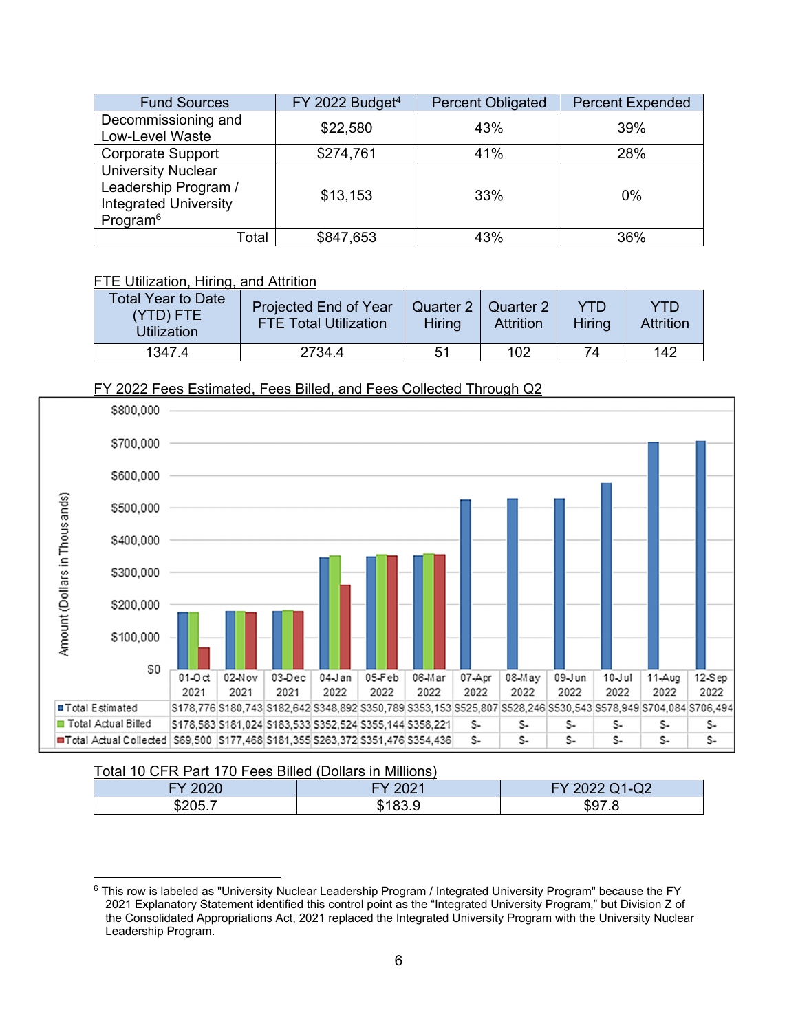| Fund Sources | FY 2022 Budget[4] | Percent Obligated | Percent Expended |
|---|---|---|---|
| Decommissioning and Low-Level Waste | $22,580 | 43% | 39% |
| Corporate Support | $274,761 | 41% | 28% |
| University Nuclear Leadership Program / Integrated University Program[6] | $13,153 | 33% | 0% |
| Total | $847,653 | 43% | 36% |

FTE Utilization, Hiring, and Attrition

| Total Year to Date (YTD) FTE Utilization | Projected End of Year FTE Total Utilization | Quarter 2 Hiring | Quarter 2 Attrition | YTD Hiring | YTD Attrition |
|---|---|---|---|---|---|
| 1347.4 | 2734.4 | 51 | 102 | 74 | 142 |

FY 2022 Fees Estimated, Fees Billed, and Fees Collected Through Q2

Amount (Dollars in Thousands)

| | 01-Oct 2021 | 02-Nov 2021 | 03-Dec 2021 | 04-Jan 2022 | 05-Feb 2022 | 06-Mar 2022 | 07-Apr 2022 | 08-May 2022 | 09-Jun 2022 | 10-Jul 2022 | 11-Aug 2022 | 12-Sep 2022 |
|---|---|---|---|---|---|---|---|---|---|---|---|---|
| Total Estimated | $178,776 | $180,743 | $182,642 | $348,892 | $350,789 | $353,153 | $525,807 | $528,246 | $530,543 | $578,949 | $704,084 | $706,494 |
| Total Actual Billed | $178,583 | $181,024 | $183,533 | $352,524 | $355,144 | $358,221 | $- | $- | $- | $- | $- | $- |
| Total Actual Collected | $69,500 | $177,468 | $181,355 | $263,372 | $351,476 | $354,436 | $- | $- | $- | $- | $- | $- |

Total 10 CFR Part 170 Fees Billed (Dollars in Millions)

| FY 2020 | FY 2021 | FY 2022 Q1-Q2 |
|---|---|---|
| $205.7 | $183.9 | $97.8 |

[6] This row is labeled as "University Nuclear Leadership Program / Integrated University Program" because the FY 2021 Explanatory Statement identified this control point as the "Integrated University Program," but Division Z of the Consolidated Appropriations Act, 2021 replaced the Integrated University Program with the University Nuclear Leadership Program.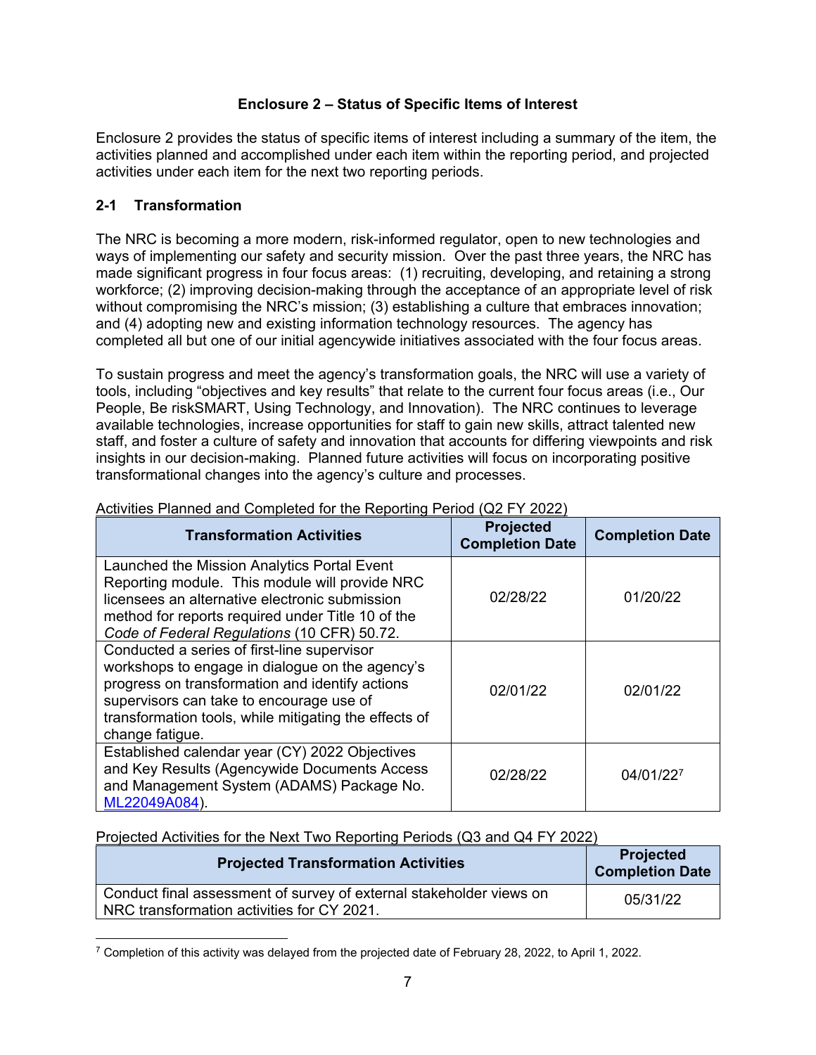## Enclosure 2 – Status of Specific Items of Interest

Enclosure 2 provides the status of specific items of interest including a summary of the item, the activities planned and accomplished under each item within the reporting period, and projected activities under each item for the next two reporting periods.

### 2-1 Transformation

The NRC is becoming a more modern, risk-informed regulator, open to new technologies and ways of implementing our safety and security mission. Over the past three years, the NRC has made significant progress in four focus areas: (1) recruiting, developing, and retaining a strong workforce; (2) improving decision-making through the acceptance of an appropriate level of risk without compromising the NRC's mission; (3) establishing a culture that embraces innovation; and (4) adopting new and existing information technology resources. The agency has completed all but one of our initial agencywide initiatives associated with the four focus areas.

To sustain progress and meet the agency's transformation goals, the NRC will use a variety of tools, including "objectives and key results" that relate to the current four focus areas (i.e., Our People, Be riskSMART, Using Technology, and Innovation). The NRC continues to leverage available technologies, increase opportunities for staff to gain new skills, attract talented new staff, and foster a culture of safety and innovation that accounts for differing viewpoints and risk insights in our decision-making. Planned future activities will focus on incorporating positive transformational changes into the agency's culture and processes.

Activities Planned and Completed for the Reporting Period (Q2 FY 2022)

| Transformation Activities | Projected Completion Date | Completion Date |
|---|---|---|
| Launched the Mission Analytics Portal Event Reporting module. This module will provide NRC licensees an alternative electronic submission method for reports required under Title 10 of the *Code of Federal Regulations* (10 CFR) 50.72. | 02/28/22 | 01/20/22 |
| Conducted a series of first-line supervisor workshops to engage in dialogue on the agency's progress on transformation and identify actions supervisors can take to encourage use of transformation tools, while mitigating the effects of change fatigue. | 02/01/22 | 02/01/22 |
| Established calendar year (CY) 2022 Objectives and Key Results (Agencywide Documents Access and Management System (ADAMS) Package No. ML22049A084). | 02/28/22 | 04/01/22[7] |

Projected Activities for the Next Two Reporting Periods (Q3 and Q4 FY 2022)

| Projected Transformation Activities | Projected Completion Date |
|---|---|
| Conduct final assessment of survey of external stakeholder views on NRC transformation activities for CY 2021. | 05/31/22 |

[7] Completion of this activity was delayed from the projected date of February 28, 2022, to April 1, 2022.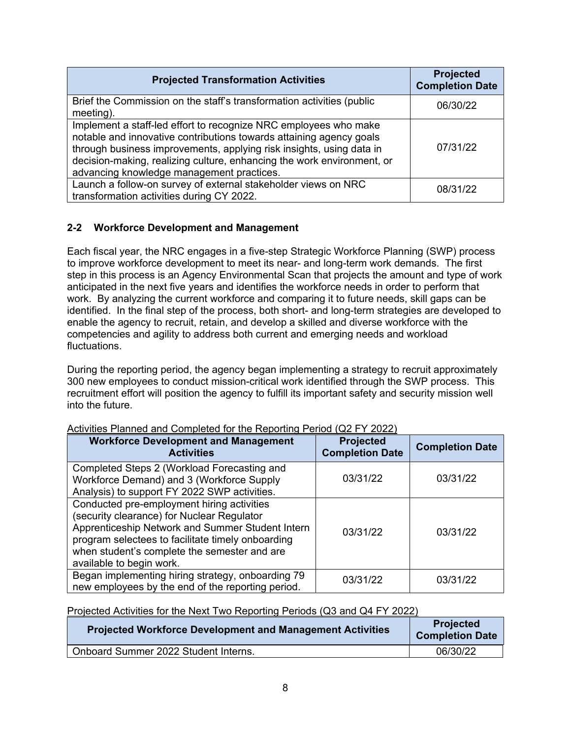| Projected Transformation Activities | Projected Completion Date |
| --- | --- |
| Brief the Commission on the staff's transformation activities (public meeting). | 06/30/22 |
| Implement a staff-led effort to recognize NRC employees who make notable and innovative contributions towards attaining agency goals through business improvements, applying risk insights, using data in decision-making, realizing culture, enhancing the work environment, or advancing knowledge management practices. | 07/31/22 |
| Launch a follow-on survey of external stakeholder views on NRC transformation activities during CY 2022. | 08/31/22 |

## 2-2 Workforce Development and Management

Each fiscal year, the NRC engages in a five-step Strategic Workforce Planning (SWP) process to improve workforce development to meet its near- and long-term work demands. The first step in this process is an Agency Environmental Scan that projects the amount and type of work anticipated in the next five years and identifies the workforce needs in order to perform that work. By analyzing the current workforce and comparing it to future needs, skill gaps can be identified. In the final step of the process, both short- and long-term strategies are developed to enable the agency to recruit, retain, and develop a skilled and diverse workforce with the competencies and agility to address both current and emerging needs and workload fluctuations.

During the reporting period, the agency began implementing a strategy to recruit approximately 300 new employees to conduct mission-critical work identified through the SWP process. This recruitment effort will position the agency to fulfill its important safety and security mission well into the future.

Activities Planned and Completed for the Reporting Period (Q2 FY 2022)

| Workforce Development and Management Activities | Projected Completion Date | Completion Date |
| --- | --- | --- |
| Completed Steps 2 (Workload Forecasting and Workforce Demand) and 3 (Workforce Supply Analysis) to support FY 2022 SWP activities. | 03/31/22 | 03/31/22 |
| Conducted pre-employment hiring activities (security clearance) for Nuclear Regulator Apprenticeship Network and Summer Student Intern program selectees to facilitate timely onboarding when student's complete the semester and are available to begin work. | 03/31/22 | 03/31/22 |
| Began implementing hiring strategy, onboarding 79 new employees by the end of the reporting period. | 03/31/22 | 03/31/22 |

Projected Activities for the Next Two Reporting Periods (Q3 and Q4 FY 2022)

| Projected Workforce Development and Management Activities | Projected Completion Date |
| --- | --- |
| Onboard Summer 2022 Student Interns. | 06/30/22 |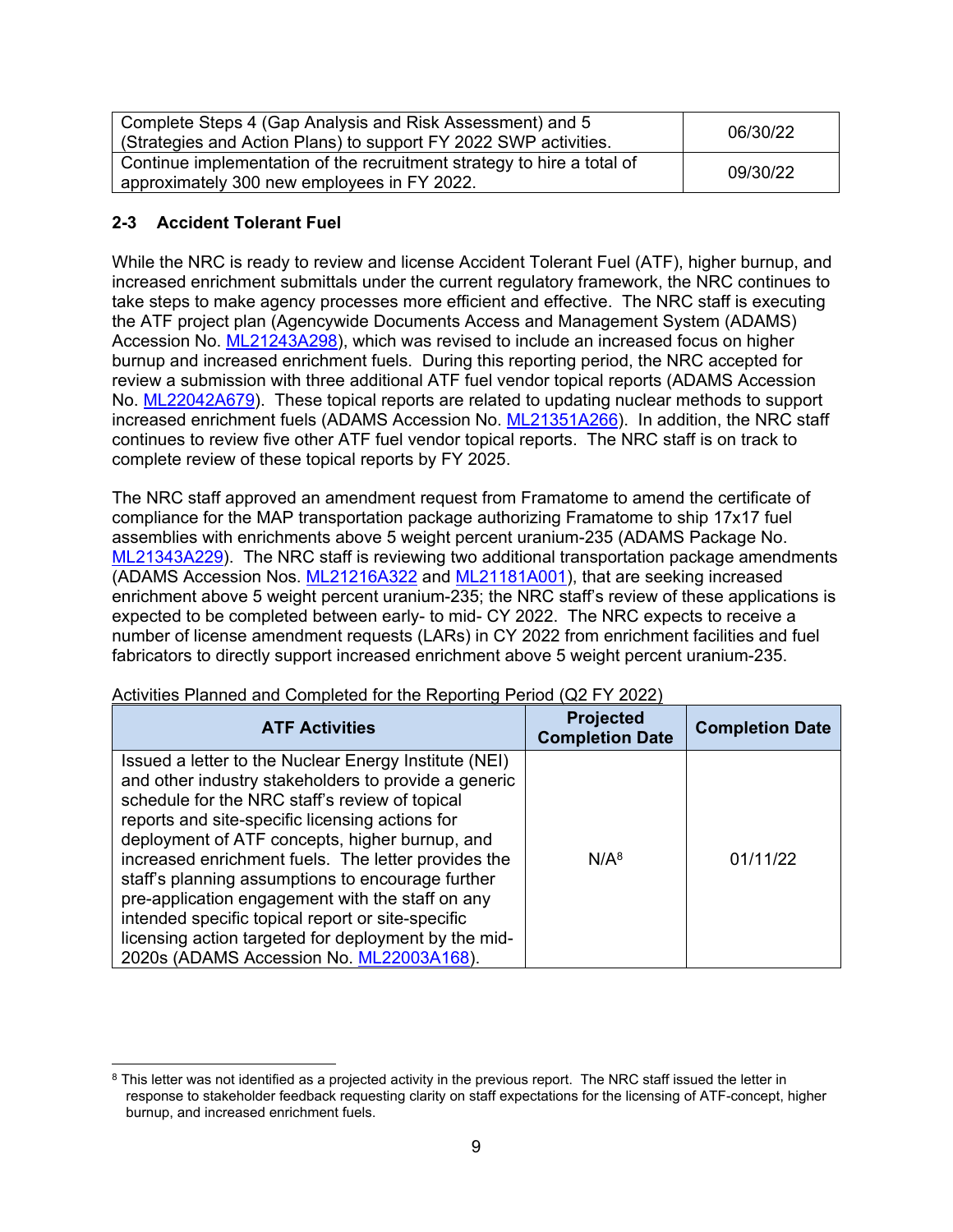| Complete Steps 4 (Gap Analysis and Risk Assessment) and 5 (Strategies and Action Plans) to support FY 2022 SWP activities. | 06/30/22 |
|---|---|
| Continue implementation of the recruitment strategy to hire a total of approximately 300 new employees in FY 2022. | 09/30/22 |

## 2-3 Accident Tolerant Fuel

While the NRC is ready to review and license Accident Tolerant Fuel (ATF), higher burnup, and increased enrichment submittals under the current regulatory framework, the NRC continues to take steps to make agency processes more efficient and effective. The NRC staff is executing the ATF project plan (Agencywide Documents Access and Management System (ADAMS) Accession No. ML21243A298), which was revised to include an increased focus on higher burnup and increased enrichment fuels. During this reporting period, the NRC accepted for review a submission with three additional ATF fuel vendor topical reports (ADAMS Accession No. ML22042A679). These topical reports are related to updating nuclear methods to support increased enrichment fuels (ADAMS Accession No. ML21351A266). In addition, the NRC staff continues to review five other ATF fuel vendor topical reports. The NRC staff is on track to complete review of these topical reports by FY 2025.

The NRC staff approved an amendment request from Framatome to amend the certificate of compliance for the MAP transportation package authorizing Framatome to ship 17x17 fuel assemblies with enrichments above 5 weight percent uranium-235 (ADAMS Package No. ML21343A229). The NRC staff is reviewing two additional transportation package amendments (ADAMS Accession Nos. ML21216A322 and ML21181A001), that are seeking increased enrichment above 5 weight percent uranium-235; the NRC staff's review of these applications is expected to be completed between early- to mid- CY 2022. The NRC expects to receive a number of license amendment requests (LARs) in CY 2022 from enrichment facilities and fuel fabricators to directly support increased enrichment above 5 weight percent uranium-235.

Activities Planned and Completed for the Reporting Period (Q2 FY 2022)

| ATF Activities | Projected Completion Date | Completion Date |
|---|---|---|
| Issued a letter to the Nuclear Energy Institute (NEI) and other industry stakeholders to provide a generic schedule for the NRC staff's review of topical reports and site-specific licensing actions for deployment of ATF concepts, higher burnup, and increased enrichment fuels. The letter provides the staff's planning assumptions to encourage further pre-application engagement with the staff on any intended specific topical report or site-specific licensing action targeted for deployment by the mid-2020s (ADAMS Accession No. ML22003A168). | N/A[8] | 01/11/22 |

[8] This letter was not identified as a projected activity in the previous report. The NRC staff issued the letter in response to stakeholder feedback requesting clarity on staff expectations for the licensing of ATF-concept, higher burnup, and increased enrichment fuels.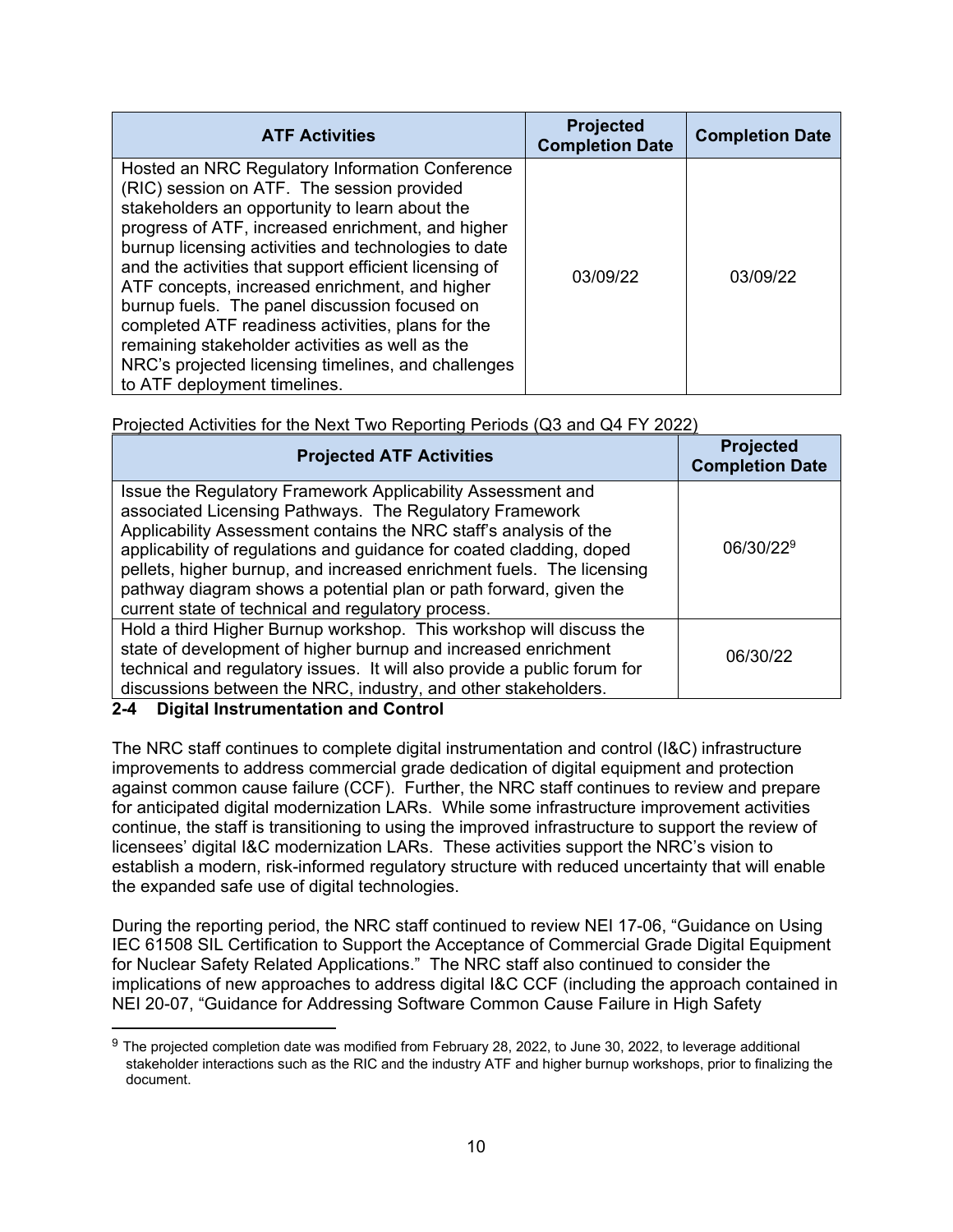| ATF Activities | Projected Completion Date | Completion Date |
|---|---|---|
| Hosted an NRC Regulatory Information Conference (RIC) session on ATF. The session provided stakeholders an opportunity to learn about the progress of ATF, increased enrichment, and higher burnup licensing activities and technologies to date and the activities that support efficient licensing of ATF concepts, increased enrichment, and higher burnup fuels. The panel discussion focused on completed ATF readiness activities, plans for the remaining stakeholder activities as well as the NRC's projected licensing timelines, and challenges to ATF deployment timelines. | 03/09/22 | 03/09/22 |

Projected Activities for the Next Two Reporting Periods (Q3 and Q4 FY 2022)

| Projected ATF Activities | Projected Completion Date |
|---|---|
| Issue the Regulatory Framework Applicability Assessment and associated Licensing Pathways. The Regulatory Framework Applicability Assessment contains the NRC staff's analysis of the applicability of regulations and guidance for coated cladding, doped pellets, higher burnup, and increased enrichment fuels. The licensing pathway diagram shows a potential plan or path forward, given the current state of technical and regulatory process. | 06/30/22[9] |
| Hold a third Higher Burnup workshop. This workshop will discuss the state of development of higher burnup and increased enrichment technical and regulatory issues. It will also provide a public forum for discussions between the NRC, industry, and other stakeholders. | 06/30/22 |

## 2-4 Digital Instrumentation and Control

The NRC staff continues to complete digital instrumentation and control (I&C) infrastructure improvements to address commercial grade dedication of digital equipment and protection against common cause failure (CCF). Further, the NRC staff continues to review and prepare for anticipated digital modernization LARs. While some infrastructure improvement activities continue, the staff is transitioning to using the improved infrastructure to support the review of licensees' digital I&C modernization LARs. These activities support the NRC's vision to establish a modern, risk-informed regulatory structure with reduced uncertainty that will enable the expanded safe use of digital technologies.

During the reporting period, the NRC staff continued to review NEI 17-06, "Guidance on Using IEC 61508 SIL Certification to Support the Acceptance of Commercial Grade Digital Equipment for Nuclear Safety Related Applications." The NRC staff also continued to consider the implications of new approaches to address digital I&C CCF (including the approach contained in NEI 20-07, "Guidance for Addressing Software Common Cause Failure in High Safety

---

[9] The projected completion date was modified from February 28, 2022, to June 30, 2022, to leverage additional stakeholder interactions such as the RIC and the industry ATF and higher burnup workshops, prior to finalizing the document.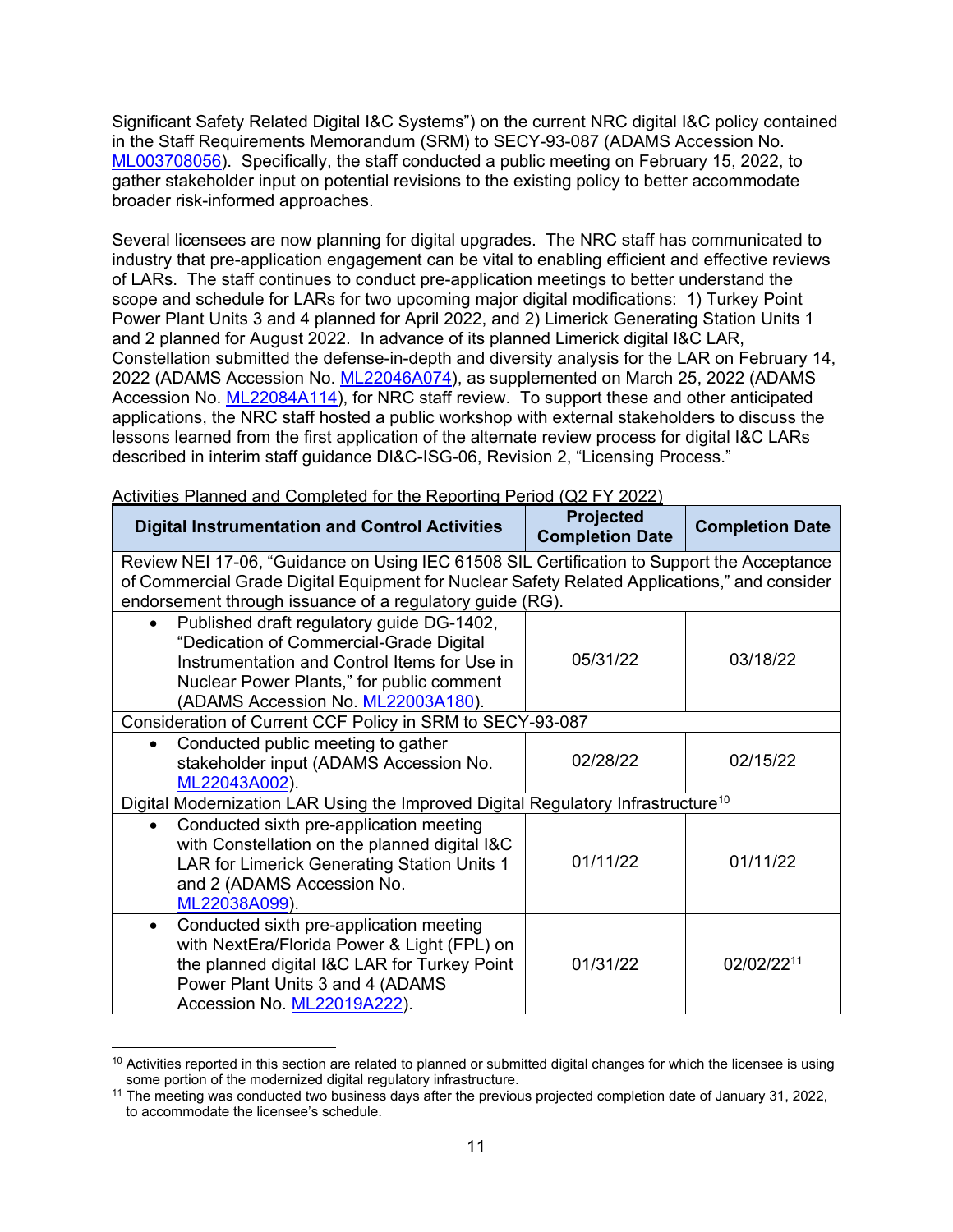Significant Safety Related Digital I&C Systems") on the current NRC digital I&C policy contained in the Staff Requirements Memorandum (SRM) to SECY-93-087 (ADAMS Accession No. ML003708056). Specifically, the staff conducted a public meeting on February 15, 2022, to gather stakeholder input on potential revisions to the existing policy to better accommodate broader risk-informed approaches.

Several licensees are now planning for digital upgrades. The NRC staff has communicated to industry that pre-application engagement can be vital to enabling efficient and effective reviews of LARs. The staff continues to conduct pre-application meetings to better understand the scope and schedule for LARs for two upcoming major digital modifications: 1) Turkey Point Power Plant Units 3 and 4 planned for April 2022, and 2) Limerick Generating Station Units 1 and 2 planned for August 2022. In advance of its planned Limerick digital I&C LAR, Constellation submitted the defense-in-depth and diversity analysis for the LAR on February 14, 2022 (ADAMS Accession No. ML22046A074), as supplemented on March 25, 2022 (ADAMS Accession No. ML22084A114), for NRC staff review. To support these and other anticipated applications, the NRC staff hosted a public workshop with external stakeholders to discuss the lessons learned from the first application of the alternate review process for digital I&C LARs described in interim staff guidance DI&C-ISG-06, Revision 2, "Licensing Process."

Activities Planned and Completed for the Reporting Period (Q2 FY 2022)

| Digital Instrumentation and Control Activities | Projected Completion Date | Completion Date |
|---|---|---|
| Review NEI 17-06, "Guidance on Using IEC 61508 SIL Certification to Support the Acceptance of Commercial Grade Digital Equipment for Nuclear Safety Related Applications," and consider endorsement through issuance of a regulatory guide (RG). | | |
| • Published draft regulatory guide DG-1402, "Dedication of Commercial-Grade Digital Instrumentation and Control Items for Use in Nuclear Power Plants," for public comment (ADAMS Accession No. ML22003A180). | 05/31/22 | 03/18/22 |
| Consideration of Current CCF Policy in SRM to SECY-93-087 | | |
| • Conducted public meeting to gather stakeholder input (ADAMS Accession No. ML22043A002). | 02/28/22 | 02/15/22 |
| Digital Modernization LAR Using the Improved Digital Regulatory Infrastructure[10] | | |
| • Conducted sixth pre-application meeting with Constellation on the planned digital I&C LAR for Limerick Generating Station Units 1 and 2 (ADAMS Accession No. ML22038A099). | 01/11/22 | 01/11/22 |
| • Conducted sixth pre-application meeting with NextEra/Florida Power & Light (FPL) on the planned digital I&C LAR for Turkey Point Power Plant Units 3 and 4 (ADAMS Accession No. ML22019A222). | 01/31/22 | 02/02/22[11] |

[10] Activities reported in this section are related to planned or submitted digital changes for which the licensee is using some portion of the modernized digital regulatory infrastructure.

[11] The meeting was conducted two business days after the previous projected completion date of January 31, 2022, to accommodate the licensee's schedule.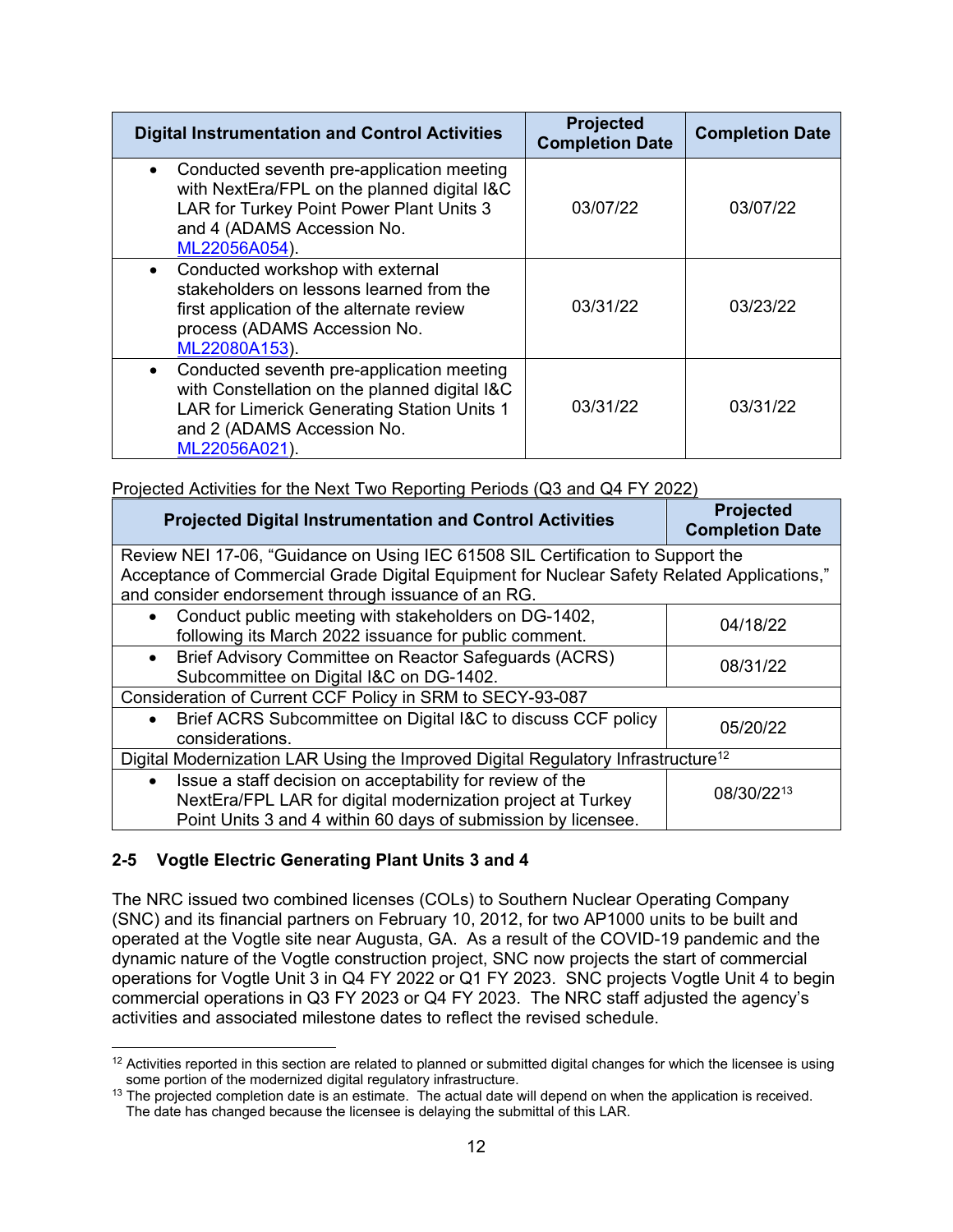| Digital Instrumentation and Control Activities | Projected Completion Date | Completion Date |
|---|---|---|
| • Conducted seventh pre-application meeting with NextEra/FPL on the planned digital I&C LAR for Turkey Point Power Plant Units 3 and 4 (ADAMS Accession No. ML22056A054). | 03/07/22 | 03/07/22 |
| • Conducted workshop with external stakeholders on lessons learned from the first application of the alternate review process (ADAMS Accession No. ML22080A153). | 03/31/22 | 03/23/22 |
| • Conducted seventh pre-application meeting with Constellation on the planned digital I&C LAR for Limerick Generating Station Units 1 and 2 (ADAMS Accession No. ML22056A021). | 03/31/22 | 03/31/22 |

Projected Activities for the Next Two Reporting Periods (Q3 and Q4 FY 2022)

| Projected Digital Instrumentation and Control Activities | Projected Completion Date |
|---|---|
| Review NEI 17-06, "Guidance on Using IEC 61508 SIL Certification to Support the Acceptance of Commercial Grade Digital Equipment for Nuclear Safety Related Applications," and consider endorsement through issuance of an RG. | |
| • Conduct public meeting with stakeholders on DG-1402, following its March 2022 issuance for public comment. | 04/18/22 |
| • Brief Advisory Committee on Reactor Safeguards (ACRS) Subcommittee on Digital I&C on DG-1402. | 08/31/22 |
| Consideration of Current CCF Policy in SRM to SECY-93-087 | |
| • Brief ACRS Subcommittee on Digital I&C to discuss CCF policy considerations. | 05/20/22 |
| Digital Modernization LAR Using the Improved Digital Regulatory Infrastructure[12] | |
| • Issue a staff decision on acceptability for review of the NextEra/FPL LAR for digital modernization project at Turkey Point Units 3 and 4 within 60 days of submission by licensee. | 08/30/22[13] |

## 2-5 Vogtle Electric Generating Plant Units 3 and 4

The NRC issued two combined licenses (COLs) to Southern Nuclear Operating Company (SNC) and its financial partners on February 10, 2012, for two AP1000 units to be built and operated at the Vogtle site near Augusta, GA. As a result of the COVID-19 pandemic and the dynamic nature of the Vogtle construction project, SNC now projects the start of commercial operations for Vogtle Unit 3 in Q4 FY 2022 or Q1 FY 2023. SNC projects Vogtle Unit 4 to begin commercial operations in Q3 FY 2023 or Q4 FY 2023. The NRC staff adjusted the agency's activities and associated milestone dates to reflect the revised schedule.

---

[12] Activities reported in this section are related to planned or submitted digital changes for which the licensee is using some portion of the modernized digital regulatory infrastructure.

[13] The projected completion date is an estimate. The actual date will depend on when the application is received. The date has changed because the licensee is delaying the submittal of this LAR.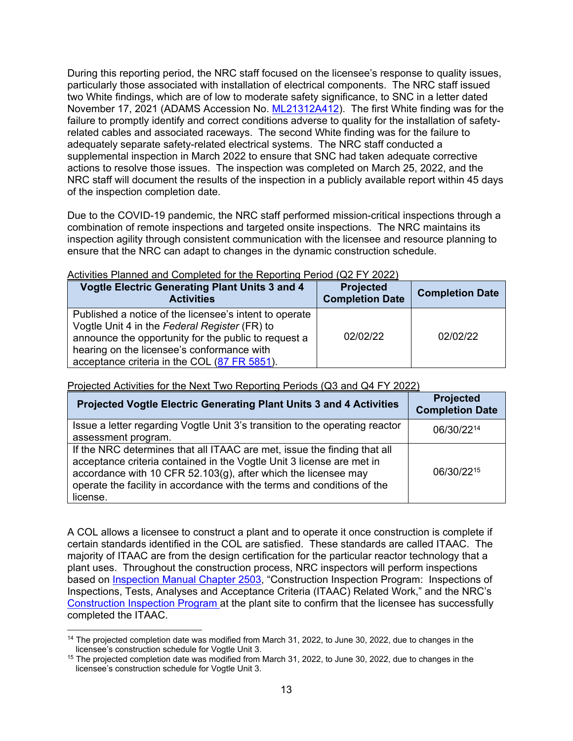During this reporting period, the NRC staff focused on the licensee's response to quality issues, particularly those associated with installation of electrical components. The NRC staff issued two White findings, which are of low to moderate safety significance, to SNC in a letter dated November 17, 2021 (ADAMS Accession No. ML21312A412). The first White finding was for the failure to promptly identify and correct conditions adverse to quality for the installation of safety-related cables and associated raceways. The second White finding was for the failure to adequately separate safety-related electrical systems. The NRC staff conducted a supplemental inspection in March 2022 to ensure that SNC had taken adequate corrective actions to resolve those issues. The inspection was completed on March 25, 2022, and the NRC staff will document the results of the inspection in a publicly available report within 45 days of the inspection completion date.

Due to the COVID-19 pandemic, the NRC staff performed mission-critical inspections through a combination of remote inspections and targeted onsite inspections. The NRC maintains its inspection agility through consistent communication with the licensee and resource planning to ensure that the NRC can adapt to changes in the dynamic construction schedule.

Activities Planned and Completed for the Reporting Period (Q2 FY 2022)

| Vogtle Electric Generating Plant Units 3 and 4 Activities | Projected Completion Date | Completion Date |
|---|---|---|
| Published a notice of the licensee's intent to operate Vogtle Unit 4 in the *Federal Register* (FR) to announce the opportunity for the public to request a hearing on the licensee's conformance with acceptance criteria in the COL (87 FR 5851). | 02/02/22 | 02/02/22 |

Projected Activities for the Next Two Reporting Periods (Q3 and Q4 FY 2022)

| Projected Vogtle Electric Generating Plant Units 3 and 4 Activities | Projected Completion Date |
|---|---|
| Issue a letter regarding Vogtle Unit 3's transition to the operating reactor assessment program. | 06/30/22[14] |
| If the NRC determines that all ITAAC are met, issue the finding that all acceptance criteria contained in the Vogtle Unit 3 license are met in accordance with 10 CFR 52.103(g), after which the licensee may operate the facility in accordance with the terms and conditions of the license. | 06/30/22[15] |

A COL allows a licensee to construct a plant and to operate it once construction is complete if certain standards identified in the COL are satisfied. These standards are called ITAAC. The majority of ITAAC are from the design certification for the particular reactor technology that a plant uses. Throughout the construction process, NRC inspectors will perform inspections based on Inspection Manual Chapter 2503, "Construction Inspection Program: Inspections of Inspections, Tests, Analyses and Acceptance Criteria (ITAAC) Related Work," and the NRC's Construction Inspection Program at the plant site to confirm that the licensee has successfully completed the ITAAC.

[14] The projected completion date was modified from March 31, 2022, to June 30, 2022, due to changes in the licensee's construction schedule for Vogtle Unit 3.

[15] The projected completion date was modified from March 31, 2022, to June 30, 2022, due to changes in the licensee's construction schedule for Vogtle Unit 3.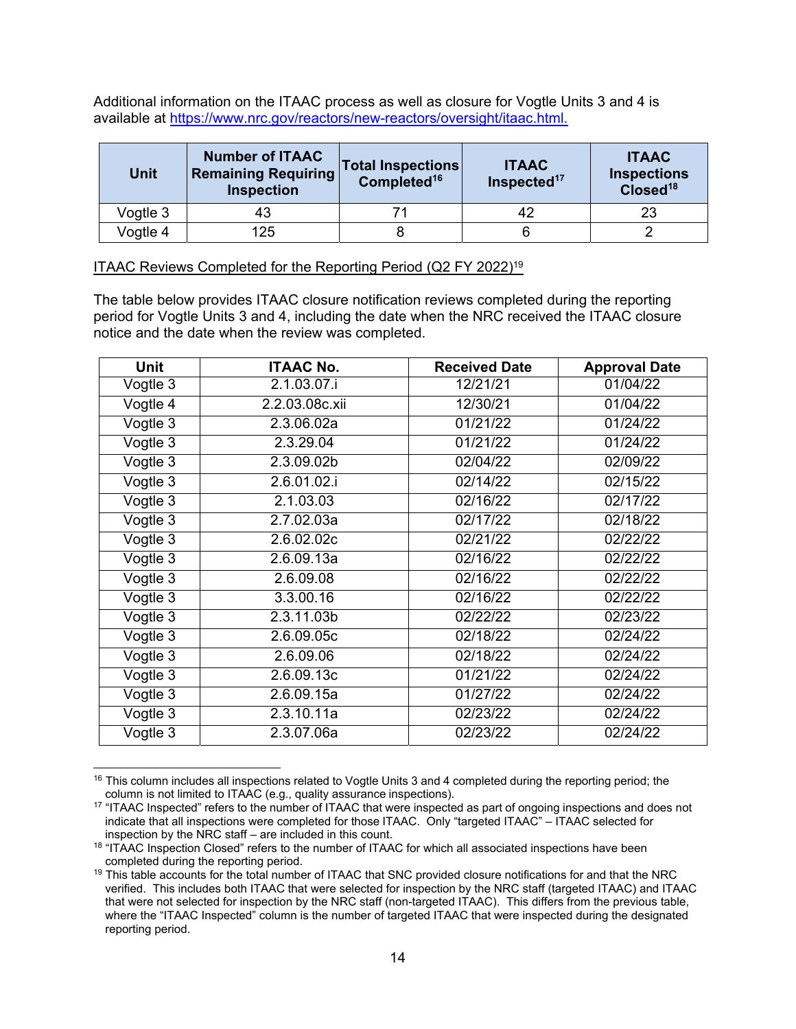Additional information on the ITAAC process as well as closure for Vogtle Units 3 and 4 is available at https://www.nrc.gov/reactors/new-reactors/oversight/itaac.html.

| Unit | Number of ITAAC Remaining Requiring Inspection | Total Inspections Completed[16] | ITAAC Inspected[17] | ITAAC Inspections Closed[18] |
|---|---|---|---|---|
| Vogtle 3 | 43 | 71 | 42 | 23 |
| Vogtle 4 | 125 | 8 | 6 | 2 |

ITAAC Reviews Completed for the Reporting Period (Q2 FY 2022)[19]

The table below provides ITAAC closure notification reviews completed during the reporting period for Vogtle Units 3 and 4, including the date when the NRC received the ITAAC closure notice and the date when the review was completed.

| Unit | ITAAC No. | Received Date | Approval Date |
|---|---|---|---|
| Vogtle 3 | 2.1.03.07.i | 12/21/21 | 01/04/22 |
| Vogtle 4 | 2.2.03.08c.xii | 12/30/21 | 01/04/22 |
| Vogtle 3 | 2.3.06.02a | 01/21/22 | 01/24/22 |
| Vogtle 3 | 2.3.29.04 | 01/21/22 | 01/24/22 |
| Vogtle 3 | 2.3.09.02b | 02/04/22 | 02/09/22 |
| Vogtle 3 | 2.6.01.02.i | 02/14/22 | 02/15/22 |
| Vogtle 3 | 2.1.03.03 | 02/16/22 | 02/17/22 |
| Vogtle 3 | 2.7.02.03a | 02/17/22 | 02/18/22 |
| Vogtle 3 | 2.6.02.02c | 02/21/22 | 02/22/22 |
| Vogtle 3 | 2.6.09.13a | 02/16/22 | 02/22/22 |
| Vogtle 3 | 2.6.09.08 | 02/16/22 | 02/22/22 |
| Vogtle 3 | 3.3.00.16 | 02/16/22 | 02/22/22 |
| Vogtle 3 | 2.3.11.03b | 02/22/22 | 02/23/22 |
| Vogtle 3 | 2.6.09.05c | 02/18/22 | 02/24/22 |
| Vogtle 3 | 2.6.09.06 | 02/18/22 | 02/24/22 |
| Vogtle 3 | 2.6.09.13c | 01/21/22 | 02/24/22 |
| Vogtle 3 | 2.6.09.15a | 01/27/22 | 02/24/22 |
| Vogtle 3 | 2.3.10.11a | 02/23/22 | 02/24/22 |
| Vogtle 3 | 2.3.07.06a | 02/23/22 | 02/24/22 |

[16] This column includes all inspections related to Vogtle Units 3 and 4 completed during the reporting period; the column is not limited to ITAAC (e.g., quality assurance inspections).

[17] "ITAAC Inspected" refers to the number of ITAAC that were inspected as part of ongoing inspections and does not indicate that all inspections were completed for those ITAAC. Only "targeted ITAAC" – ITAAC selected for inspection by the NRC staff – are included in this count.

[18] "ITAAC Inspection Closed" refers to the number of ITAAC for which all associated inspections have been completed during the reporting period.

[19] This table accounts for the total number of ITAAC that SNC provided closure notifications for and that the NRC verified. This includes both ITAAC that were selected for inspection by the NRC staff (targeted ITAAC) and ITAAC that were not selected for inspection by the NRC staff (non-targeted ITAAC). This differs from the previous table, where the "ITAAC Inspected" column is the number of targeted ITAAC that were inspected during the designated reporting period.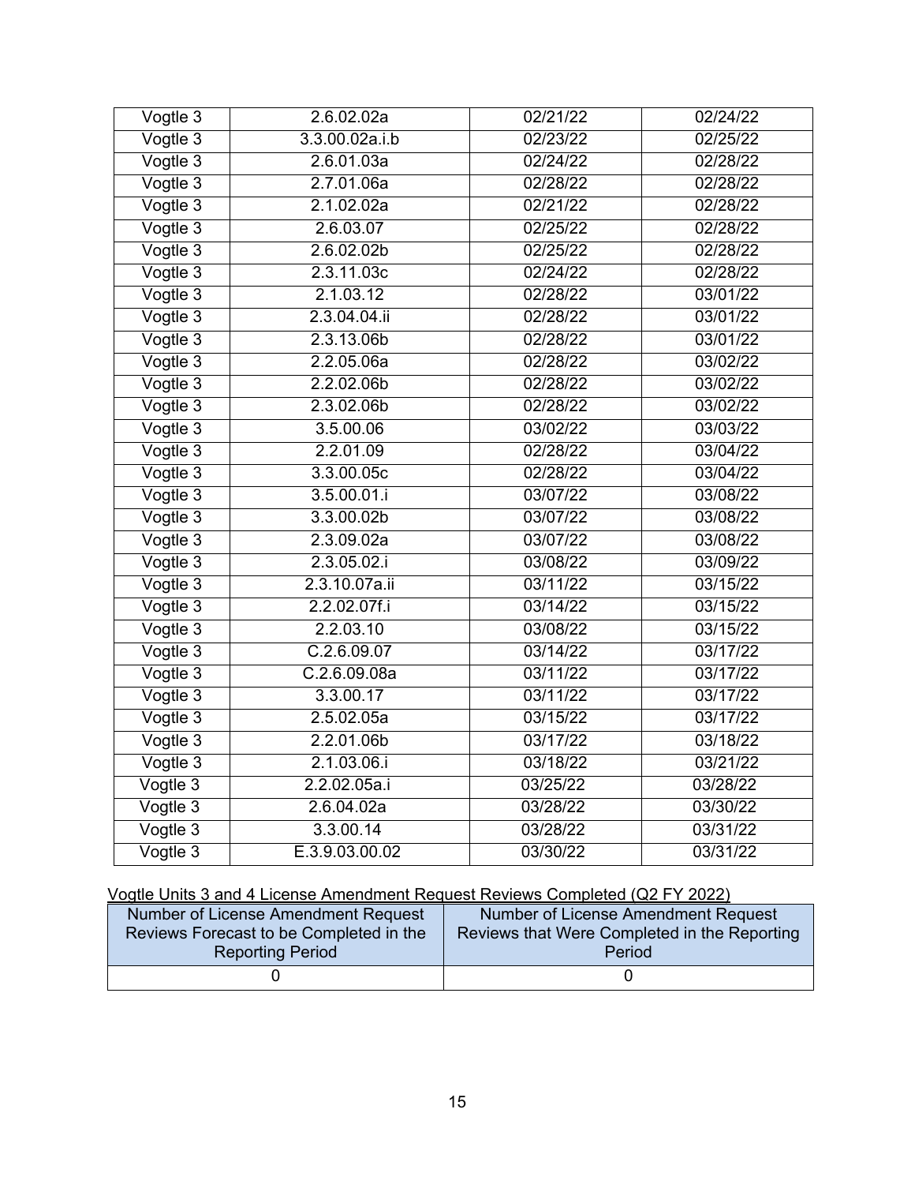| | | | |
|---|---|---|---|
| Vogtle 3 | 2.6.02.02a | 02/21/22 | 02/24/22 |
| Vogtle 3 | 3.3.00.02a.i.b | 02/23/22 | 02/25/22 |
| Vogtle 3 | 2.6.01.03a | 02/24/22 | 02/28/22 |
| Vogtle 3 | 2.7.01.06a | 02/28/22 | 02/28/22 |
| Vogtle 3 | 2.1.02.02a | 02/21/22 | 02/28/22 |
| Vogtle 3 | 2.6.03.07 | 02/25/22 | 02/28/22 |
| Vogtle 3 | 2.6.02.02b | 02/25/22 | 02/28/22 |
| Vogtle 3 | 2.3.11.03c | 02/24/22 | 02/28/22 |
| Vogtle 3 | 2.1.03.12 | 02/28/22 | 03/01/22 |
| Vogtle 3 | 2.3.04.04.ii | 02/28/22 | 03/01/22 |
| Vogtle 3 | 2.3.13.06b | 02/28/22 | 03/01/22 |
| Vogtle 3 | 2.2.05.06a | 02/28/22 | 03/02/22 |
| Vogtle 3 | 2.2.02.06b | 02/28/22 | 03/02/22 |
| Vogtle 3 | 2.3.02.06b | 02/28/22 | 03/02/22 |
| Vogtle 3 | 3.5.00.06 | 03/02/22 | 03/03/22 |
| Vogtle 3 | 2.2.01.09 | 02/28/22 | 03/04/22 |
| Vogtle 3 | 3.3.00.05c | 02/28/22 | 03/04/22 |
| Vogtle 3 | 3.5.00.01.i | 03/07/22 | 03/08/22 |
| Vogtle 3 | 3.3.00.02b | 03/07/22 | 03/08/22 |
| Vogtle 3 | 2.3.09.02a | 03/07/22 | 03/08/22 |
| Vogtle 3 | 2.3.05.02.i | 03/08/22 | 03/09/22 |
| Vogtle 3 | 2.3.10.07a.ii | 03/11/22 | 03/15/22 |
| Vogtle 3 | 2.2.02.07f.i | 03/14/22 | 03/15/22 |
| Vogtle 3 | 2.2.03.10 | 03/08/22 | 03/15/22 |
| Vogtle 3 | C.2.6.09.07 | 03/14/22 | 03/17/22 |
| Vogtle 3 | C.2.6.09.08a | 03/11/22 | 03/17/22 |
| Vogtle 3 | 3.3.00.17 | 03/11/22 | 03/17/22 |
| Vogtle 3 | 2.5.02.05a | 03/15/22 | 03/17/22 |
| Vogtle 3 | 2.2.01.06b | 03/17/22 | 03/18/22 |
| Vogtle 3 | 2.1.03.06.i | 03/18/22 | 03/21/22 |
| Vogtle 3 | 2.2.02.05a.i | 03/25/22 | 03/28/22 |
| Vogtle 3 | 2.6.04.02a | 03/28/22 | 03/30/22 |
| Vogtle 3 | 3.3.00.14 | 03/28/22 | 03/31/22 |
| Vogtle 3 | E.3.9.03.00.02 | 03/30/22 | 03/31/22 |

Vogtle Units 3 and 4 License Amendment Request Reviews Completed (Q2 FY 2022)

| Number of License Amendment Request Reviews Forecast to be Completed in the Reporting Period | Number of License Amendment Request Reviews that Were Completed in the Reporting Period |
|---|---|
| 0 | 0 |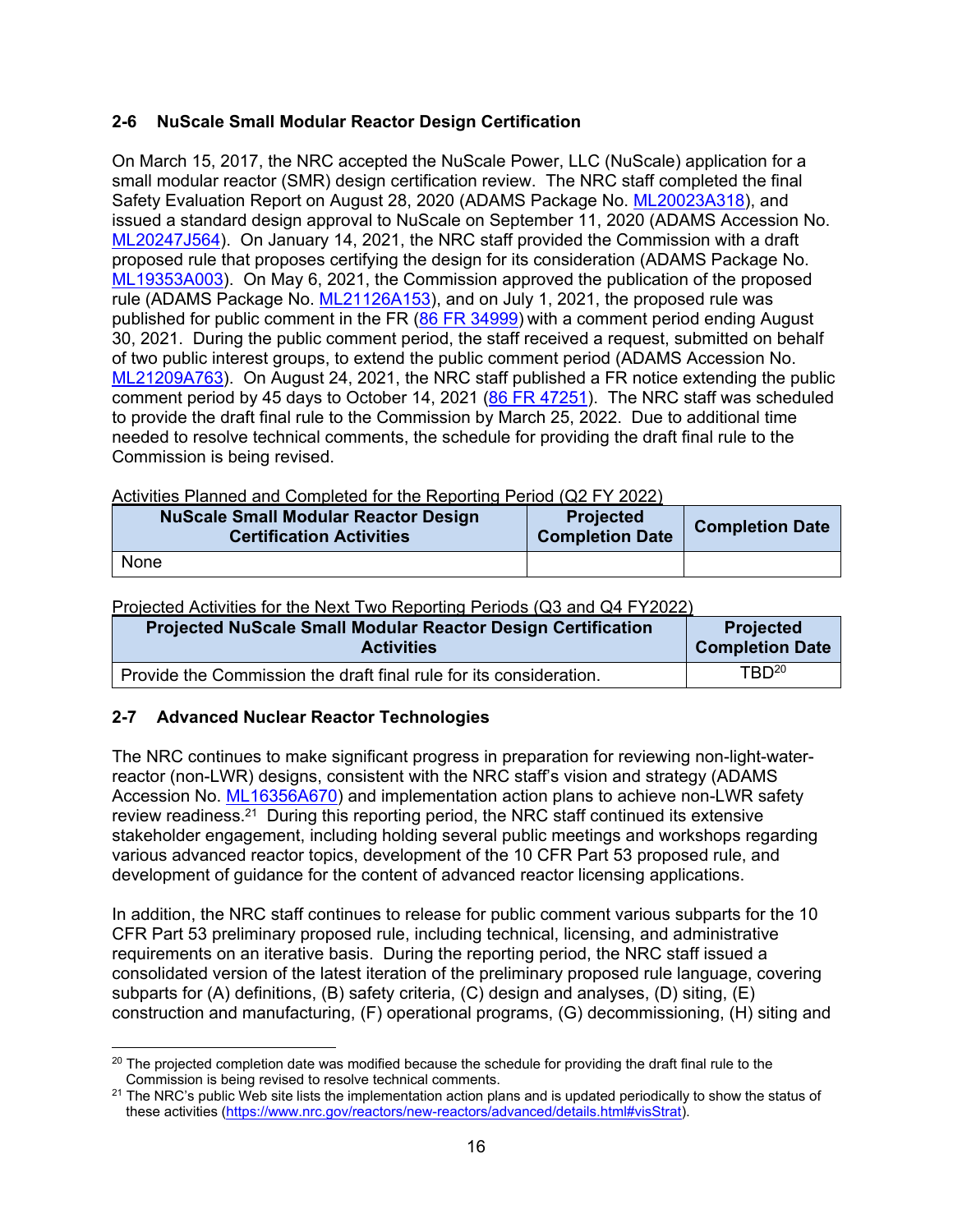## 2-6 NuScale Small Modular Reactor Design Certification

On March 15, 2017, the NRC accepted the NuScale Power, LLC (NuScale) application for a small modular reactor (SMR) design certification review. The NRC staff completed the final Safety Evaluation Report on August 28, 2020 (ADAMS Package No. ML20023A318), and issued a standard design approval to NuScale on September 11, 2020 (ADAMS Accession No. ML20247J564). On January 14, 2021, the NRC staff provided the Commission with a draft proposed rule that proposes certifying the design for its consideration (ADAMS Package No. ML19353A003). On May 6, 2021, the Commission approved the publication of the proposed rule (ADAMS Package No. ML21126A153), and on July 1, 2021, the proposed rule was published for public comment in the FR (86 FR 34999) with a comment period ending August 30, 2021. During the public comment period, the staff received a request, submitted on behalf of two public interest groups, to extend the public comment period (ADAMS Accession No. ML21209A763). On August 24, 2021, the NRC staff published a FR notice extending the public comment period by 45 days to October 14, 2021 (86 FR 47251). The NRC staff was scheduled to provide the draft final rule to the Commission by March 25, 2022. Due to additional time needed to resolve technical comments, the schedule for providing the draft final rule to the Commission is being revised.

Activities Planned and Completed for the Reporting Period (Q2 FY 2022)

| NuScale Small Modular Reactor Design Certification Activities | Projected Completion Date | Completion Date |
|---|---|---|
| None | | |

Projected Activities for the Next Two Reporting Periods (Q3 and Q4 FY2022)

| Projected NuScale Small Modular Reactor Design Certification Activities | Projected Completion Date |
|---|---|
| Provide the Commission the draft final rule for its consideration. | TBD[20] |

## 2-7 Advanced Nuclear Reactor Technologies

The NRC continues to make significant progress in preparation for reviewing non-light-water-reactor (non-LWR) designs, consistent with the NRC staff's vision and strategy (ADAMS Accession No. ML16356A670) and implementation action plans to achieve non-LWR safety review readiness.[21] During this reporting period, the NRC staff continued its extensive stakeholder engagement, including holding several public meetings and workshops regarding various advanced reactor topics, development of the 10 CFR Part 53 proposed rule, and development of guidance for the content of advanced reactor licensing applications.

In addition, the NRC staff continues to release for public comment various subparts for the 10 CFR Part 53 preliminary proposed rule, including technical, licensing, and administrative requirements on an iterative basis. During the reporting period, the NRC staff issued a consolidated version of the latest iteration of the preliminary proposed rule language, covering subparts for (A) definitions, (B) safety criteria, (C) design and analyses, (D) siting, (E) construction and manufacturing, (F) operational programs, (G) decommissioning, (H) siting and

---

[20] The projected completion date was modified because the schedule for providing the draft final rule to the Commission is being revised to resolve technical comments.

[21] The NRC's public Web site lists the implementation action plans and is updated periodically to show the status of these activities (https://www.nrc.gov/reactors/new-reactors/advanced/details.html#visStrat).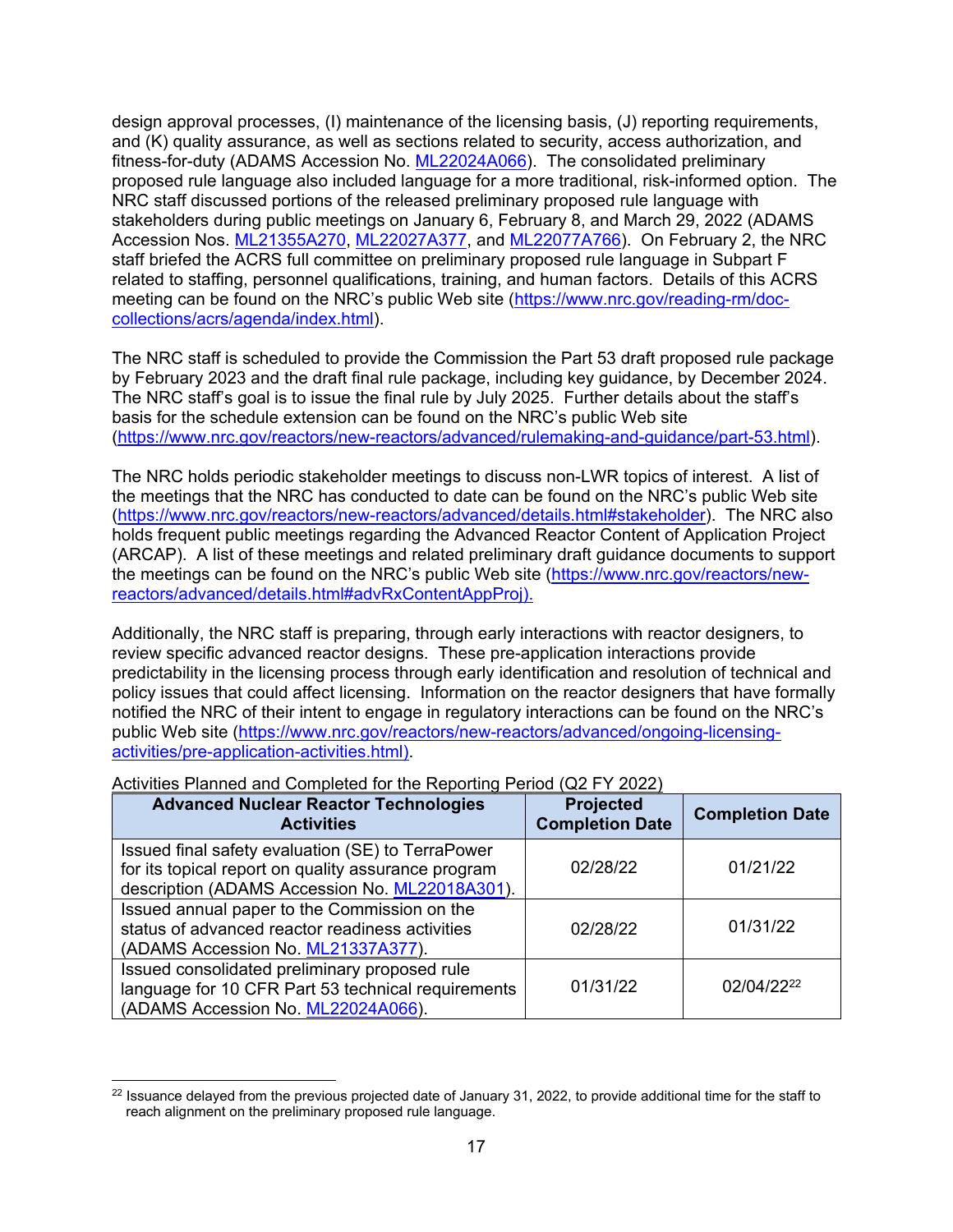design approval processes, (I) maintenance of the licensing basis, (J) reporting requirements, and (K) quality assurance, as well as sections related to security, access authorization, and fitness-for-duty (ADAMS Accession No. ML22024A066). The consolidated preliminary proposed rule language also included language for a more traditional, risk-informed option. The NRC staff discussed portions of the released preliminary proposed rule language with stakeholders during public meetings on January 6, February 8, and March 29, 2022 (ADAMS Accession Nos. ML21355A270, ML22027A377, and ML22077A766). On February 2, the NRC staff briefed the ACRS full committee on preliminary proposed rule language in Subpart F related to staffing, personnel qualifications, training, and human factors. Details of this ACRS meeting can be found on the NRC's public Web site (https://www.nrc.gov/reading-rm/doc-collections/acrs/agenda/index.html).

The NRC staff is scheduled to provide the Commission the Part 53 draft proposed rule package by February 2023 and the draft final rule package, including key guidance, by December 2024. The NRC staff's goal is to issue the final rule by July 2025. Further details about the staff's basis for the schedule extension can be found on the NRC's public Web site (https://www.nrc.gov/reactors/new-reactors/advanced/rulemaking-and-guidance/part-53.html).

The NRC holds periodic stakeholder meetings to discuss non-LWR topics of interest. A list of the meetings that the NRC has conducted to date can be found on the NRC's public Web site (https://www.nrc.gov/reactors/new-reactors/advanced/details.html#stakeholder). The NRC also holds frequent public meetings regarding the Advanced Reactor Content of Application Project (ARCAP). A list of these meetings and related preliminary draft guidance documents to support the meetings can be found on the NRC's public Web site (https://www.nrc.gov/reactors/new-reactors/advanced/details.html#advRxContentAppProj).

Additionally, the NRC staff is preparing, through early interactions with reactor designers, to review specific advanced reactor designs. These pre-application interactions provide predictability in the licensing process through early identification and resolution of technical and policy issues that could affect licensing. Information on the reactor designers that have formally notified the NRC of their intent to engage in regulatory interactions can be found on the NRC's public Web site (https://www.nrc.gov/reactors/new-reactors/advanced/ongoing-licensing-activities/pre-application-activities.html).

Activities Planned and Completed for the Reporting Period (Q2 FY 2022)

| Advanced Nuclear Reactor Technologies Activities | Projected Completion Date | Completion Date |
|---|---|---|
| Issued final safety evaluation (SE) to TerraPower for its topical report on quality assurance program description (ADAMS Accession No. ML22018A301). | 02/28/22 | 01/21/22 |
| Issued annual paper to the Commission on the status of advanced reactor readiness activities (ADAMS Accession No. ML21337A377). | 02/28/22 | 01/31/22 |
| Issued consolidated preliminary proposed rule language for 10 CFR Part 53 technical requirements (ADAMS Accession No. ML22024A066). | 01/31/22 | 02/04/22[22] |

[22] Issuance delayed from the previous projected date of January 31, 2022, to provide additional time for the staff to reach alignment on the preliminary proposed rule language.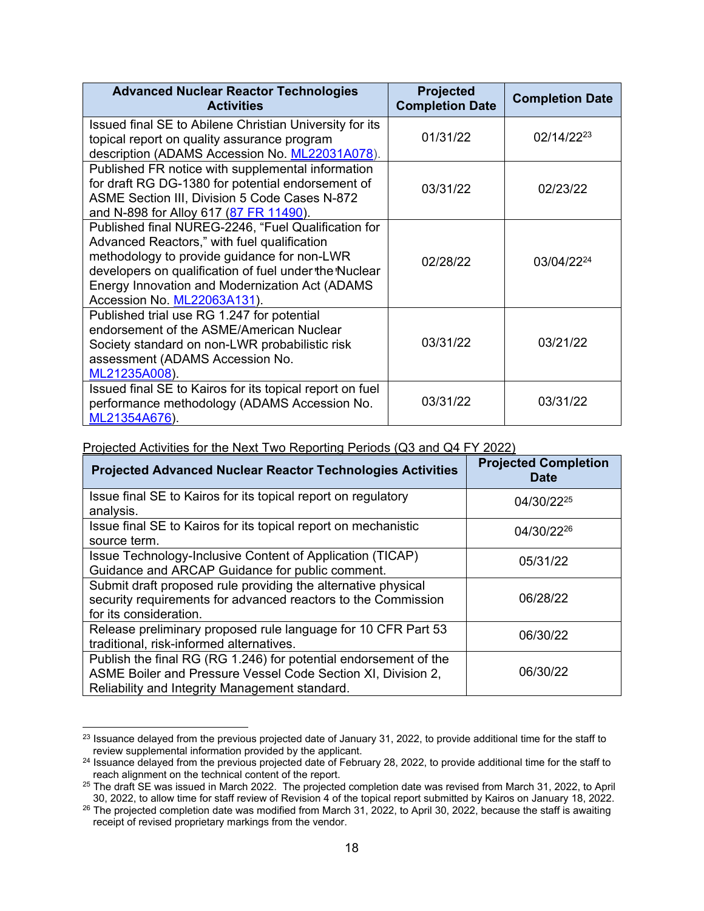| Advanced Nuclear Reactor Technologies Activities | Projected Completion Date | Completion Date |
|---|---|---|
| Issued final SE to Abilene Christian University for its topical report on quality assurance program description (ADAMS Accession No. ML22031A078). | 01/31/22 | 02/14/22[23] |
| Published FR notice with supplemental information for draft RG DG-1380 for potential endorsement of ASME Section III, Division 5 Code Cases N-872 and N-898 for Alloy 617 (87 FR 11490). | 03/31/22 | 02/23/22 |
| Published final NUREG-2246, "Fuel Qualification for Advanced Reactors," with fuel qualification methodology to provide guidance for non-LWR developers on qualification of fuel under the Nuclear Energy Innovation and Modernization Act (ADAMS Accession No. ML22063A131). | 02/28/22 | 03/04/22[24] |
| Published trial use RG 1.247 for potential endorsement of the ASME/American Nuclear Society standard on non-LWR probabilistic risk assessment (ADAMS Accession No. ML21235A008). | 03/31/22 | 03/21/22 |
| Issued final SE to Kairos for its topical report on fuel performance methodology (ADAMS Accession No. ML21354A676). | 03/31/22 | 03/31/22 |

Projected Activities for the Next Two Reporting Periods (Q3 and Q4 FY 2022)

| Projected Advanced Nuclear Reactor Technologies Activities | Projected Completion Date |
|---|---|
| Issue final SE to Kairos for its topical report on regulatory analysis. | 04/30/22[25] |
| Issue final SE to Kairos for its topical report on mechanistic source term. | 04/30/22[26] |
| Issue Technology-Inclusive Content of Application (TICAP) Guidance and ARCAP Guidance for public comment. | 05/31/22 |
| Submit draft proposed rule providing the alternative physical security requirements for advanced reactors to the Commission for its consideration. | 06/28/22 |
| Release preliminary proposed rule language for 10 CFR Part 53 traditional, risk-informed alternatives. | 06/30/22 |
| Publish the final RG (RG 1.246) for potential endorsement of the ASME Boiler and Pressure Vessel Code Section XI, Division 2, Reliability and Integrity Management standard. | 06/30/22 |

---

[23] Issuance delayed from the previous projected date of January 31, 2022, to provide additional time for the staff to review supplemental information provided by the applicant.

[24] Issuance delayed from the previous projected date of February 28, 2022, to provide additional time for the staff to reach alignment on the technical content of the report.

[25] The draft SE was issued in March 2022. The projected completion date was revised from March 31, 2022, to April 30, 2022, to allow time for staff review of Revision 4 of the topical report submitted by Kairos on January 18, 2022.

[26] The projected completion date was modified from March 31, 2022, to April 30, 2022, because the staff is awaiting receipt of revised proprietary markings from the vendor.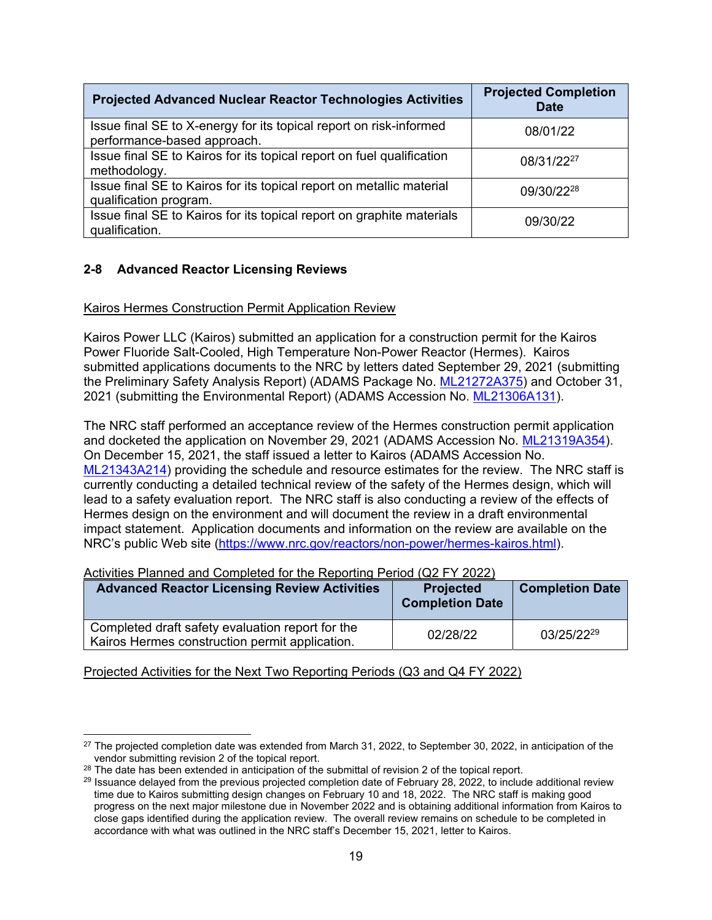| Projected Advanced Nuclear Reactor Technologies Activities | Projected Completion Date |
| --- | --- |
| Issue final SE to X-energy for its topical report on risk-informed performance-based approach. | 08/01/22 |
| Issue final SE to Kairos for its topical report on fuel qualification methodology. | 08/31/22[27] |
| Issue final SE to Kairos for its topical report on metallic material qualification program. | 09/30/22[28] |
| Issue final SE to Kairos for its topical report on graphite materials qualification. | 09/30/22 |

## 2-8 Advanced Reactor Licensing Reviews

Kairos Hermes Construction Permit Application Review

Kairos Power LLC (Kairos) submitted an application for a construction permit for the Kairos Power Fluoride Salt-Cooled, High Temperature Non-Power Reactor (Hermes). Kairos submitted applications documents to the NRC by letters dated September 29, 2021 (submitting the Preliminary Safety Analysis Report) (ADAMS Package No. ML21272A375) and October 31, 2021 (submitting the Environmental Report) (ADAMS Accession No. ML21306A131).

The NRC staff performed an acceptance review of the Hermes construction permit application and docketed the application on November 29, 2021 (ADAMS Accession No. ML21319A354). On December 15, 2021, the staff issued a letter to Kairos (ADAMS Accession No. ML21343A214) providing the schedule and resource estimates for the review. The NRC staff is currently conducting a detailed technical review of the safety of the Hermes design, which will lead to a safety evaluation report. The NRC staff is also conducting a review of the effects of Hermes design on the environment and will document the review in a draft environmental impact statement. Application documents and information on the review are available on the NRC's public Web site (https://www.nrc.gov/reactors/non-power/hermes-kairos.html).

Activities Planned and Completed for the Reporting Period (Q2 FY 2022)

| Advanced Reactor Licensing Review Activities | Projected Completion Date | Completion Date |
| --- | --- | --- |
| Completed draft safety evaluation report for the Kairos Hermes construction permit application. | 02/28/22 | 03/25/22[29] |

Projected Activities for the Next Two Reporting Periods (Q3 and Q4 FY 2022)

---

[27] The projected completion date was extended from March 31, 2022, to September 30, 2022, in anticipation of the vendor submitting revision 2 of the topical report.

[28] The date has been extended in anticipation of the submittal of revision 2 of the topical report.

[29] Issuance delayed from the previous projected completion date of February 28, 2022, to include additional review time due to Kairos submitting design changes on February 10 and 18, 2022. The NRC staff is making good progress on the next major milestone due in November 2022 and is obtaining additional information from Kairos to close gaps identified during the application review. The overall review remains on schedule to be completed in accordance with what was outlined in the NRC staff's December 15, 2021, letter to Kairos.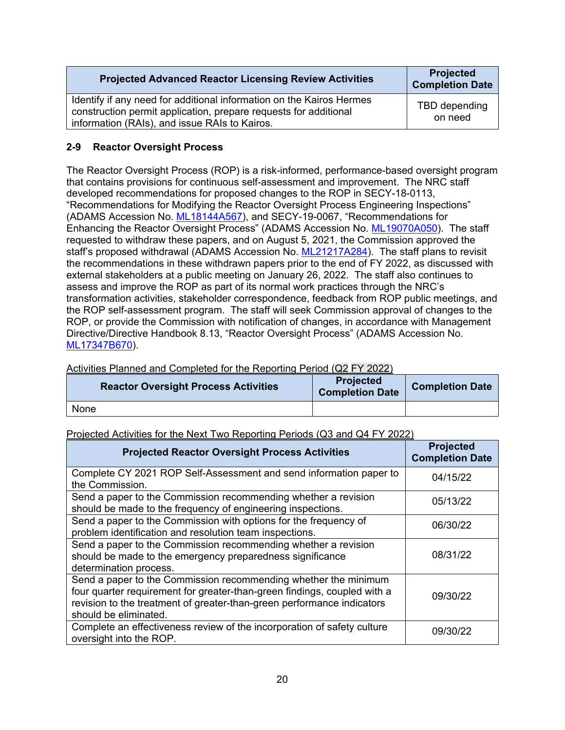| Projected Advanced Reactor Licensing Review Activities | Projected Completion Date |
| --- | --- |
| Identify if any need for additional information on the Kairos Hermes construction permit application, prepare requests for additional information (RAIs), and issue RAIs to Kairos. | TBD depending on need |

## 2-9 Reactor Oversight Process

The Reactor Oversight Process (ROP) is a risk-informed, performance-based oversight program that contains provisions for continuous self-assessment and improvement. The NRC staff developed recommendations for proposed changes to the ROP in SECY-18-0113, "Recommendations for Modifying the Reactor Oversight Process Engineering Inspections" (ADAMS Accession No. ML18144A567), and SECY-19-0067, "Recommendations for Enhancing the Reactor Oversight Process" (ADAMS Accession No. ML19070A050). The staff requested to withdraw these papers, and on August 5, 2021, the Commission approved the staff's proposed withdrawal (ADAMS Accession No. ML21217A284). The staff plans to revisit the recommendations in these withdrawn papers prior to the end of FY 2022, as discussed with external stakeholders at a public meeting on January 26, 2022. The staff also continues to assess and improve the ROP as part of its normal work practices through the NRC's transformation activities, stakeholder correspondence, feedback from ROP public meetings, and the ROP self-assessment program. The staff will seek Commission approval of changes to the ROP, or provide the Commission with notification of changes, in accordance with Management Directive/Directive Handbook 8.13, "Reactor Oversight Process" (ADAMS Accession No. ML17347B670).

Activities Planned and Completed for the Reporting Period (Q2 FY 2022)

| Reactor Oversight Process Activities | Projected Completion Date | Completion Date |
| --- | --- | --- |
| None | | |

Projected Activities for the Next Two Reporting Periods (Q3 and Q4 FY 2022)

| Projected Reactor Oversight Process Activities | Projected Completion Date |
| --- | --- |
| Complete CY 2021 ROP Self-Assessment and send information paper to the Commission. | 04/15/22 |
| Send a paper to the Commission recommending whether a revision should be made to the frequency of engineering inspections. | 05/13/22 |
| Send a paper to the Commission with options for the frequency of problem identification and resolution team inspections. | 06/30/22 |
| Send a paper to the Commission recommending whether a revision should be made to the emergency preparedness significance determination process. | 08/31/22 |
| Send a paper to the Commission recommending whether the minimum four quarter requirement for greater-than-green findings, coupled with a revision to the treatment of greater-than-green performance indicators should be eliminated. | 09/30/22 |
| Complete an effectiveness review of the incorporation of safety culture oversight into the ROP. | 09/30/22 |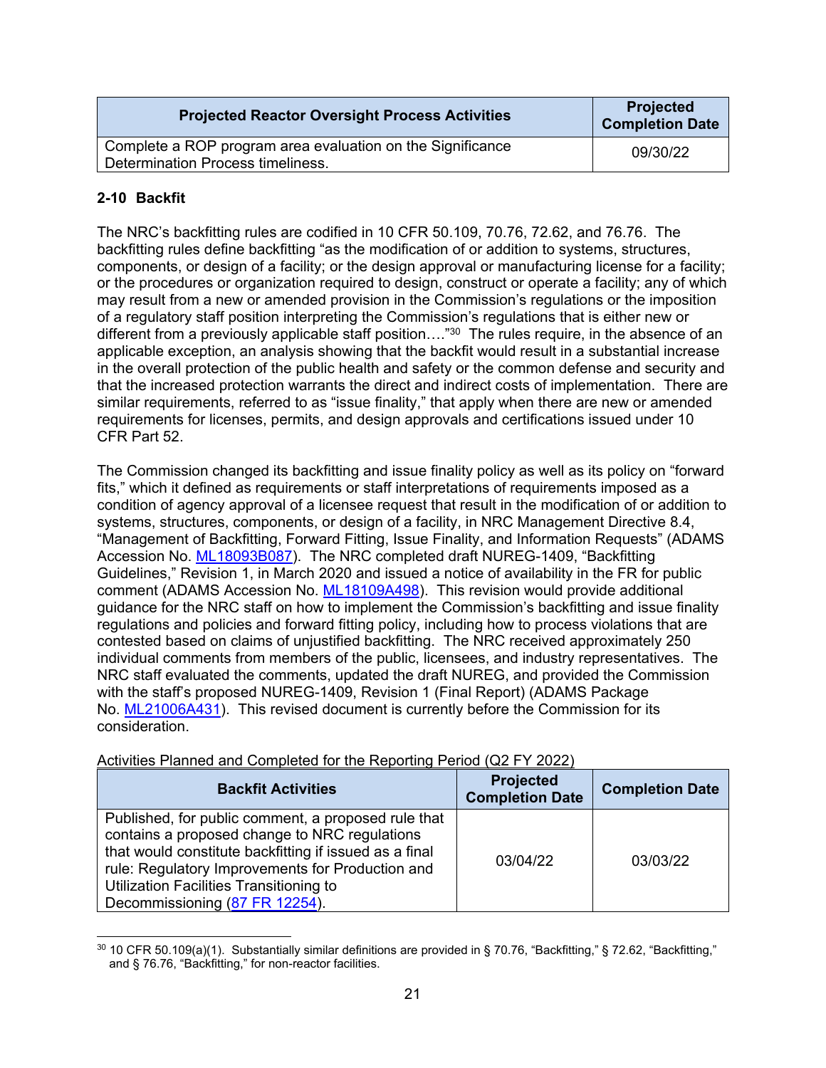| Projected Reactor Oversight Process Activities | Projected Completion Date |
|---|---|
| Complete a ROP program area evaluation on the Significance Determination Process timeliness. | 09/30/22 |

### 2-10 Backfit

The NRC's backfitting rules are codified in 10 CFR 50.109, 70.76, 72.62, and 76.76. The backfitting rules define backfitting "as the modification of or addition to systems, structures, components, or design of a facility; or the design approval or manufacturing license for a facility; or the procedures or organization required to design, construct or operate a facility; any of which may result from a new or amended provision in the Commission's regulations or the imposition of a regulatory staff position interpreting the Commission's regulations that is either new or different from a previously applicable staff position…."[30] The rules require, in the absence of an applicable exception, an analysis showing that the backfit would result in a substantial increase in the overall protection of the public health and safety or the common defense and security and that the increased protection warrants the direct and indirect costs of implementation. There are similar requirements, referred to as "issue finality," that apply when there are new or amended requirements for licenses, permits, and design approvals and certifications issued under 10 CFR Part 52.

The Commission changed its backfitting and issue finality policy as well as its policy on "forward fits," which it defined as requirements or staff interpretations of requirements imposed as a condition of agency approval of a licensee request that result in the modification of or addition to systems, structures, components, or design of a facility, in NRC Management Directive 8.4, "Management of Backfitting, Forward Fitting, Issue Finality, and Information Requests" (ADAMS Accession No. ML18093B087). The NRC completed draft NUREG-1409, "Backfitting Guidelines," Revision 1, in March 2020 and issued a notice of availability in the FR for public comment (ADAMS Accession No. ML18109A498). This revision would provide additional guidance for the NRC staff on how to implement the Commission's backfitting and issue finality regulations and policies and forward fitting policy, including how to process violations that are contested based on claims of unjustified backfitting. The NRC received approximately 250 individual comments from members of the public, licensees, and industry representatives. The NRC staff evaluated the comments, updated the draft NUREG, and provided the Commission with the staff's proposed NUREG-1409, Revision 1 (Final Report) (ADAMS Package No. ML21006A431). This revised document is currently before the Commission for its consideration.

Activities Planned and Completed for the Reporting Period (Q2 FY 2022)

| Backfit Activities | Projected Completion Date | Completion Date |
|---|---|---|
| Published, for public comment, a proposed rule that contains a proposed change to NRC regulations that would constitute backfitting if issued as a final rule: Regulatory Improvements for Production and Utilization Facilities Transitioning to Decommissioning (87 FR 12254). | 03/04/22 | 03/03/22 |

[30] 10 CFR 50.109(a)(1). Substantially similar definitions are provided in § 70.76, "Backfitting," § 72.62, "Backfitting," and § 76.76, "Backfitting," for non-reactor facilities.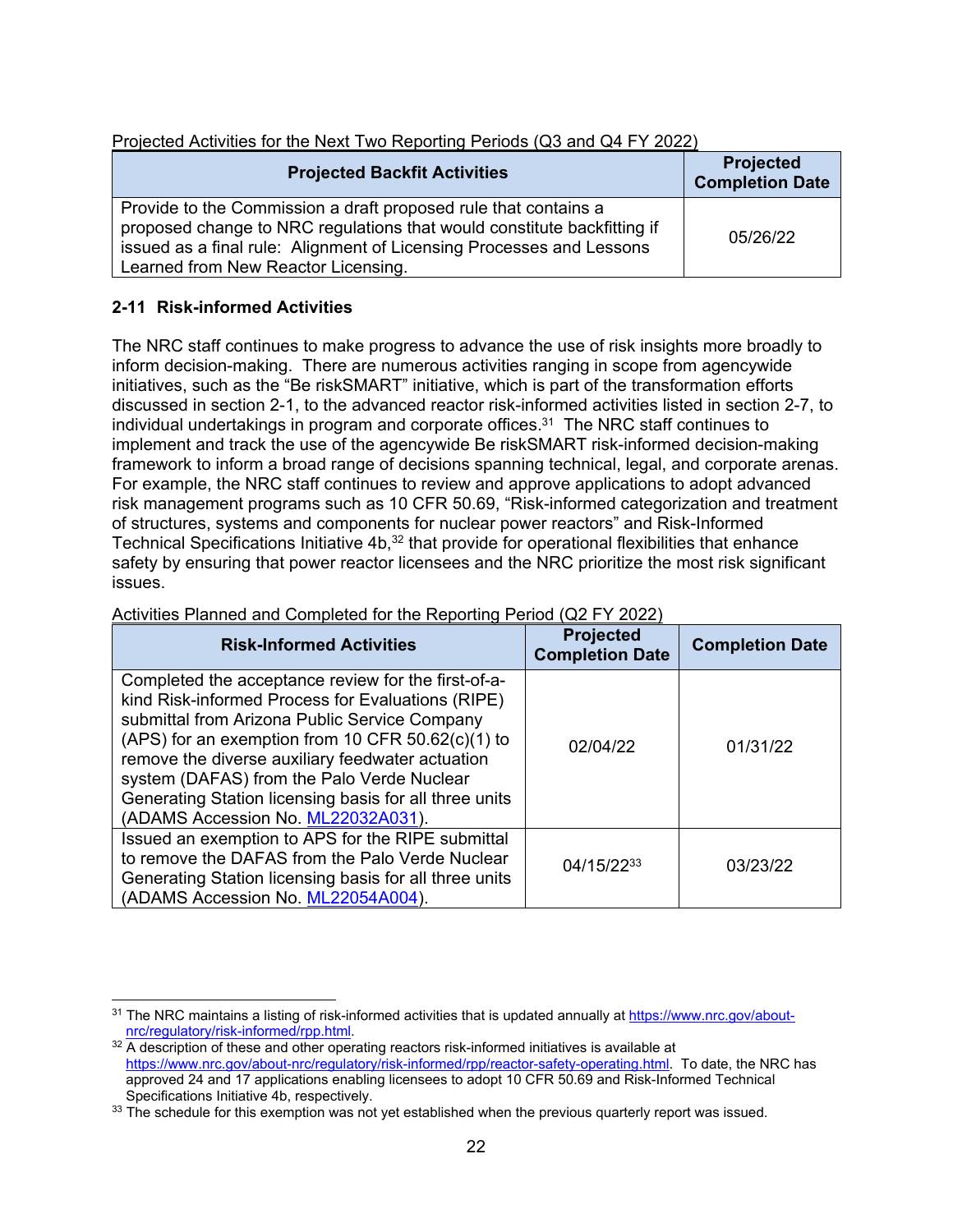Projected Activities for the Next Two Reporting Periods (Q3 and Q4 FY 2022)

| Projected Backfit Activities | Projected Completion Date |
| --- | --- |
| Provide to the Commission a draft proposed rule that contains a proposed change to NRC regulations that would constitute backfitting if issued as a final rule: Alignment of Licensing Processes and Lessons Learned from New Reactor Licensing. | 05/26/22 |

### 2-11 Risk-informed Activities

The NRC staff continues to make progress to advance the use of risk insights more broadly to inform decision-making. There are numerous activities ranging in scope from agencywide initiatives, such as the "Be riskSMART" initiative, which is part of the transformation efforts discussed in section 2-1, to the advanced reactor risk-informed activities listed in section 2-7, to individual undertakings in program and corporate offices.[31] The NRC staff continues to implement and track the use of the agencywide Be riskSMART risk-informed decision-making framework to inform a broad range of decisions spanning technical, legal, and corporate arenas. For example, the NRC staff continues to review and approve applications to adopt advanced risk management programs such as 10 CFR 50.69, "Risk-informed categorization and treatment of structures, systems and components for nuclear power reactors" and Risk-Informed Technical Specifications Initiative 4b,[32] that provide for operational flexibilities that enhance safety by ensuring that power reactor licensees and the NRC prioritize the most risk significant issues.

Activities Planned and Completed for the Reporting Period (Q2 FY 2022)

| Risk-Informed Activities | Projected Completion Date | Completion Date |
| --- | --- | --- |
| Completed the acceptance review for the first-of-a-kind Risk-informed Process for Evaluations (RIPE) submittal from Arizona Public Service Company (APS) for an exemption from 10 CFR 50.62(c)(1) to remove the diverse auxiliary feedwater actuation system (DAFAS) from the Palo Verde Nuclear Generating Station licensing basis for all three units (ADAMS Accession No. ML22032A031). | 02/04/22 | 01/31/22 |
| Issued an exemption to APS for the RIPE submittal to remove the DAFAS from the Palo Verde Nuclear Generating Station licensing basis for all three units (ADAMS Accession No. ML22054A004). | 04/15/22[33] | 03/23/22 |

---

[31] The NRC maintains a listing of risk-informed activities that is updated annually at https://www.nrc.gov/about-nrc/regulatory/risk-informed/rpp.html.

[32] A description of these and other operating reactors risk-informed initiatives is available at https://www.nrc.gov/about-nrc/regulatory/risk-informed/rpp/reactor-safety-operating.html. To date, the NRC has approved 24 and 17 applications enabling licensees to adopt 10 CFR 50.69 and Risk-Informed Technical Specifications Initiative 4b, respectively.

[33] The schedule for this exemption was not yet established when the previous quarterly report was issued.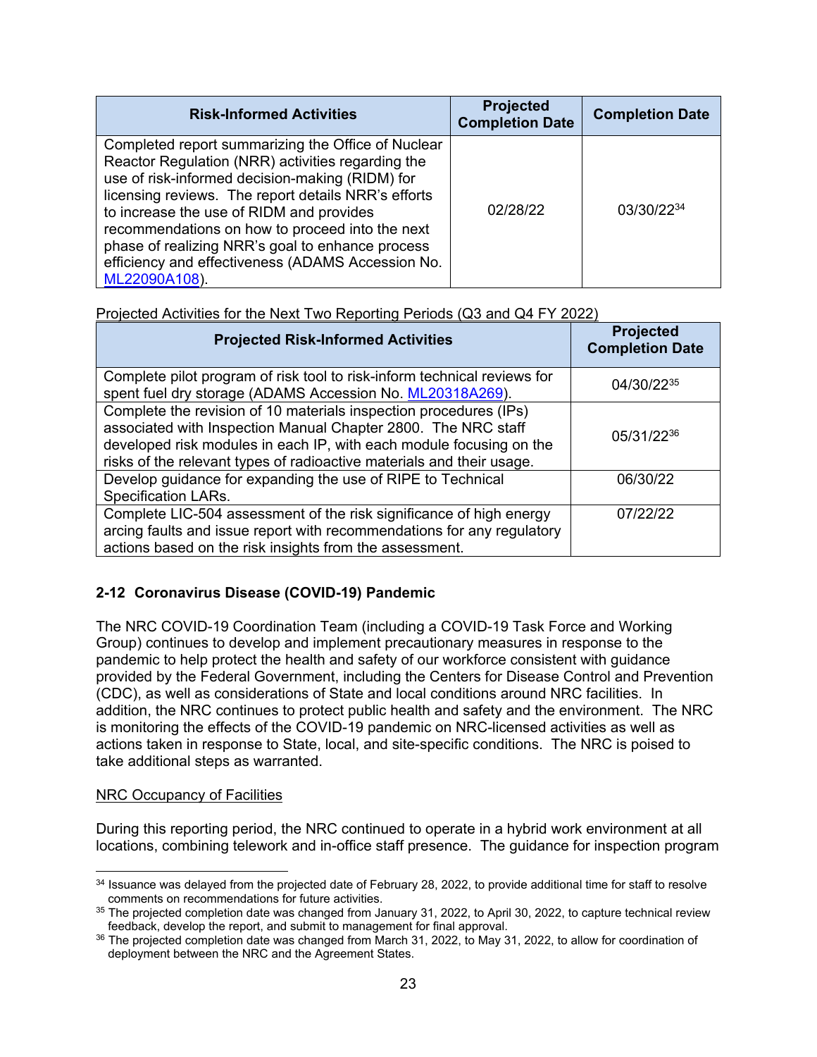| Risk-Informed Activities | Projected Completion Date | Completion Date |
|---|---|---|
| Completed report summarizing the Office of Nuclear Reactor Regulation (NRR) activities regarding the use of risk-informed decision-making (RIDM) for licensing reviews. The report details NRR's efforts to increase the use of RIDM and provides recommendations on how to proceed into the next phase of realizing NRR's goal to enhance process efficiency and effectiveness (ADAMS Accession No. ML22090A108). | 02/28/22 | 03/30/22[34] |

Projected Activities for the Next Two Reporting Periods (Q3 and Q4 FY 2022)

| Projected Risk-Informed Activities | Projected Completion Date |
|---|---|
| Complete pilot program of risk tool to risk-inform technical reviews for spent fuel dry storage (ADAMS Accession No. ML20318A269). | 04/30/22[35] |
| Complete the revision of 10 materials inspection procedures (IPs) associated with Inspection Manual Chapter 2800. The NRC staff developed risk modules in each IP, with each module focusing on the risks of the relevant types of radioactive materials and their usage. | 05/31/22[36] |
| Develop guidance for expanding the use of RIPE to Technical Specification LARs. | 06/30/22 |
| Complete LIC-504 assessment of the risk significance of high energy arcing faults and issue report with recommendations for any regulatory actions based on the risk insights from the assessment. | 07/22/22 |

## 2-12 Coronavirus Disease (COVID-19) Pandemic

The NRC COVID-19 Coordination Team (including a COVID-19 Task Force and Working Group) continues to develop and implement precautionary measures in response to the pandemic to help protect the health and safety of our workforce consistent with guidance provided by the Federal Government, including the Centers for Disease Control and Prevention (CDC), as well as considerations of State and local conditions around NRC facilities. In addition, the NRC continues to protect public health and safety and the environment. The NRC is monitoring the effects of the COVID-19 pandemic on NRC-licensed activities as well as actions taken in response to State, local, and site-specific conditions. The NRC is poised to take additional steps as warranted.

NRC Occupancy of Facilities

During this reporting period, the NRC continued to operate in a hybrid work environment at all locations, combining telework and in-office staff presence. The guidance for inspection program

---

[34] Issuance was delayed from the projected date of February 28, 2022, to provide additional time for staff to resolve comments on recommendations for future activities.

[35] The projected completion date was changed from January 31, 2022, to April 30, 2022, to capture technical review feedback, develop the report, and submit to management for final approval.

[36] The projected completion date was changed from March 31, 2022, to May 31, 2022, to allow for coordination of deployment between the NRC and the Agreement States.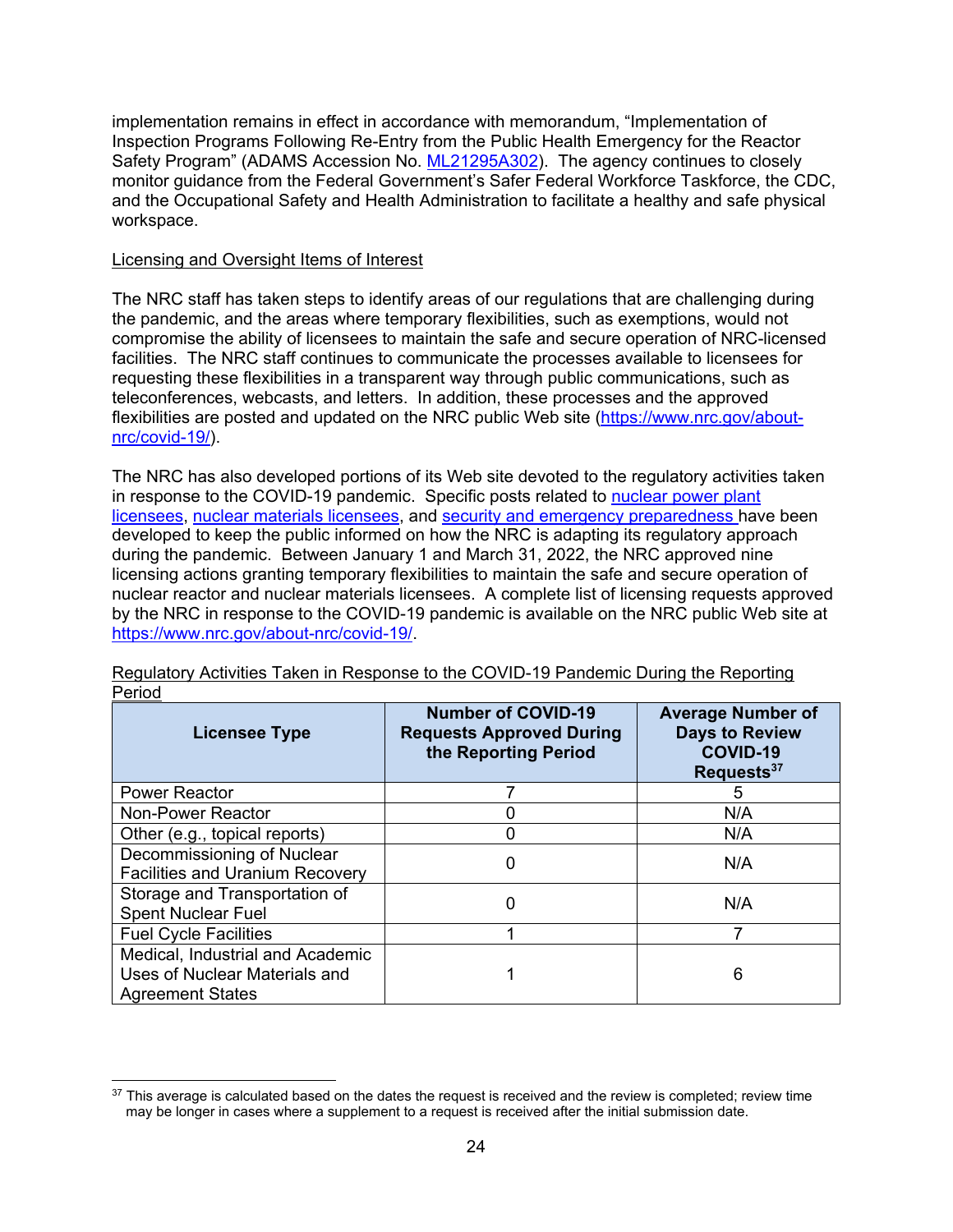implementation remains in effect in accordance with memorandum, "Implementation of Inspection Programs Following Re-Entry from the Public Health Emergency for the Reactor Safety Program" (ADAMS Accession No. ML21295A302). The agency continues to closely monitor guidance from the Federal Government's Safer Federal Workforce Taskforce, the CDC, and the Occupational Safety and Health Administration to facilitate a healthy and safe physical workspace.

Licensing and Oversight Items of Interest

The NRC staff has taken steps to identify areas of our regulations that are challenging during the pandemic, and the areas where temporary flexibilities, such as exemptions, would not compromise the ability of licensees to maintain the safe and secure operation of NRC-licensed facilities. The NRC staff continues to communicate the processes available to licensees for requesting these flexibilities in a transparent way through public communications, such as teleconferences, webcasts, and letters. In addition, these processes and the approved flexibilities are posted and updated on the NRC public Web site (https://www.nrc.gov/about-nrc/covid-19/).

The NRC has also developed portions of its Web site devoted to the regulatory activities taken in response to the COVID-19 pandemic. Specific posts related to nuclear power plant licensees, nuclear materials licensees, and security and emergency preparedness have been developed to keep the public informed on how the NRC is adapting its regulatory approach during the pandemic. Between January 1 and March 31, 2022, the NRC approved nine licensing actions granting temporary flexibilities to maintain the safe and secure operation of nuclear reactor and nuclear materials licensees. A complete list of licensing requests approved by the NRC in response to the COVID-19 pandemic is available on the NRC public Web site at https://www.nrc.gov/about-nrc/covid-19/.

Regulatory Activities Taken in Response to the COVID-19 Pandemic During the Reporting Period

| Licensee Type | Number of COVID-19 Requests Approved During the Reporting Period | Average Number of Days to Review COVID-19 Requests[37] |
|---|---|---|
| Power Reactor | 7 | 5 |
| Non-Power Reactor | 0 | N/A |
| Other (e.g., topical reports) | 0 | N/A |
| Decommissioning of Nuclear Facilities and Uranium Recovery | 0 | N/A |
| Storage and Transportation of Spent Nuclear Fuel | 0 | N/A |
| Fuel Cycle Facilities | 1 | 7 |
| Medical, Industrial and Academic Uses of Nuclear Materials and Agreement States | 1 | 6 |

[37] This average is calculated based on the dates the request is received and the review is completed; review time may be longer in cases where a supplement to a request is received after the initial submission date.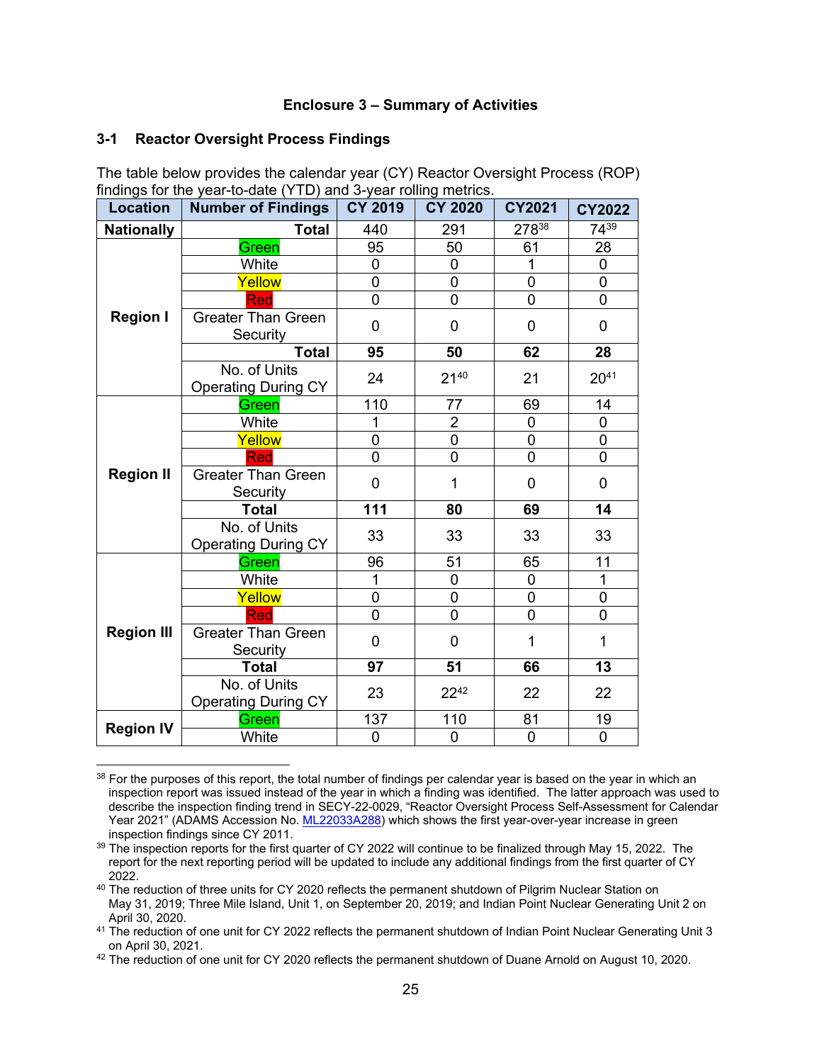**Enclosure 3 – Summary of Activities**

## 3-1 Reactor Oversight Process Findings

The table below provides the calendar year (CY) Reactor Oversight Process (ROP) findings for the year-to-date (YTD) and 3-year rolling metrics.

| Location | Number of Findings | CY 2019 | CY 2020 | CY2021 | CY2022 |
|---|---|---|---|---|---|
| **Nationally** | **Total** | 440 | 291 | 278[38] | 74[39] |
| **Region I** | Green | 95 | 50 | 61 | 28 |
| | White | 0 | 0 | 1 | 0 |
| | Yellow | 0 | 0 | 0 | 0 |
| | Red | 0 | 0 | 0 | 0 |
| | Greater Than Green Security | 0 | 0 | 0 | 0 |
| | **Total** | **95** | **50** | **62** | **28** |
| | No. of Units Operating During CY | 24 | 21[40] | 21 | 20[41] |
| **Region II** | Green | 110 | 77 | 69 | 14 |
| | White | 1 | 2 | 0 | 0 |
| | Yellow | 0 | 0 | 0 | 0 |
| | Red | 0 | 0 | 0 | 0 |
| | Greater Than Green Security | 0 | 1 | 0 | 0 |
| | **Total** | **111** | **80** | **69** | **14** |
| | No. of Units Operating During CY | 33 | 33 | 33 | 33 |
| **Region III** | Green | 96 | 51 | 65 | 11 |
| | White | 1 | 0 | 0 | 1 |
| | Yellow | 0 | 0 | 0 | 0 |
| | Red | 0 | 0 | 0 | 0 |
| | Greater Than Green Security | 0 | 0 | 1 | 1 |
| | **Total** | **97** | **51** | **66** | **13** |
| | No. of Units Operating During CY | 23 | 22[42] | 22 | 22 |
| **Region IV** | Green | 137 | 110 | 81 | 19 |
| | White | 0 | 0 | 0 | 0 |

---

[38] For the purposes of this report, the total number of findings per calendar year is based on the year in which an inspection report was issued instead of the year in which a finding was identified. The latter approach was used to describe the inspection finding trend in SECY-22-0029, "Reactor Oversight Process Self-Assessment for Calendar Year 2021" (ADAMS Accession No. ML22033A288) which shows the first year-over-year increase in green inspection findings since CY 2011.

[39] The inspection reports for the first quarter of CY 2022 will continue to be finalized through May 15, 2022. The report for the next reporting period will be updated to include any additional findings from the first quarter of CY 2022.

[40] The reduction of three units for CY 2020 reflects the permanent shutdown of Pilgrim Nuclear Station on May 31, 2019; Three Mile Island, Unit 1, on September 20, 2019; and Indian Point Nuclear Generating Unit 2 on April 30, 2020.

[41] The reduction of one unit for CY 2022 reflects the permanent shutdown of Indian Point Nuclear Generating Unit 3 on April 30, 2021.

[42] The reduction of one unit for CY 2020 reflects the permanent shutdown of Duane Arnold on August 10, 2020.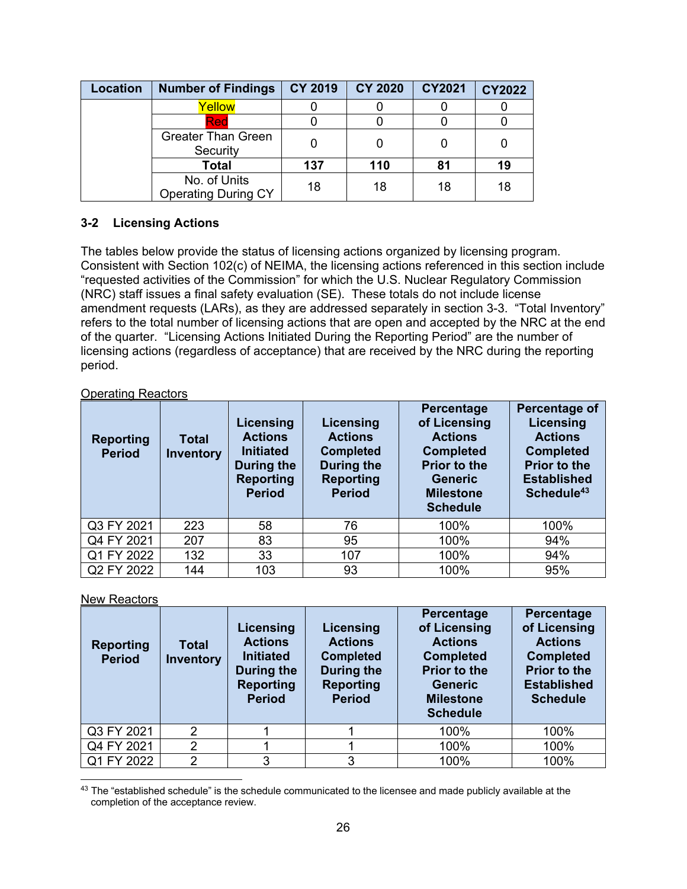| Location | Number of Findings | CY 2019 | CY 2020 | CY2021 | CY2022 |
|---|---|---|---|---|---|
| | Yellow | 0 | 0 | 0 | 0 |
| | Red | 0 | 0 | 0 | 0 |
| | Greater Than Green Security | 0 | 0 | 0 | 0 |
| | **Total** | **137** | **110** | **81** | **19** |
| | No. of Units Operating During CY | 18 | 18 | 18 | 18 |

### 3-2 Licensing Actions

The tables below provide the status of licensing actions organized by licensing program. Consistent with Section 102(c) of NEIMA, the licensing actions referenced in this section include "requested activities of the Commission" for which the U.S. Nuclear Regulatory Commission (NRC) staff issues a final safety evaluation (SE). These totals do not include license amendment requests (LARs), as they are addressed separately in section 3-3. "Total Inventory" refers to the total number of licensing actions that are open and accepted by the NRC at the end of the quarter. "Licensing Actions Initiated During the Reporting Period" are the number of licensing actions (regardless of acceptance) that are received by the NRC during the reporting period.

Operating Reactors

| Reporting Period | Total Inventory | Licensing Actions Initiated During the Reporting Period | Licensing Actions Completed During the Reporting Period | Percentage of Licensing Actions Completed Prior to the Generic Milestone Schedule | Percentage of Licensing Actions Completed Prior to the Established Schedule[43] |
|---|---|---|---|---|---|
| Q3 FY 2021 | 223 | 58 | 76 | 100% | 100% |
| Q4 FY 2021 | 207 | 83 | 95 | 100% | 94% |
| Q1 FY 2022 | 132 | 33 | 107 | 100% | 94% |
| Q2 FY 2022 | 144 | 103 | 93 | 100% | 95% |

New Reactors

| Reporting Period | Total Inventory | Licensing Actions Initiated During the Reporting Period | Licensing Actions Completed During the Reporting Period | Percentage of Licensing Actions Completed Prior to the Generic Milestone Schedule | Percentage of Licensing Actions Completed Prior to the Established Schedule |
|---|---|---|---|---|---|
| Q3 FY 2021 | 2 | 1 | 1 | 100% | 100% |
| Q4 FY 2021 | 2 | 1 | 1 | 100% | 100% |
| Q1 FY 2022 | 2 | 3 | 3 | 100% | 100% |

[43] The "established schedule" is the schedule communicated to the licensee and made publicly available at the completion of the acceptance review.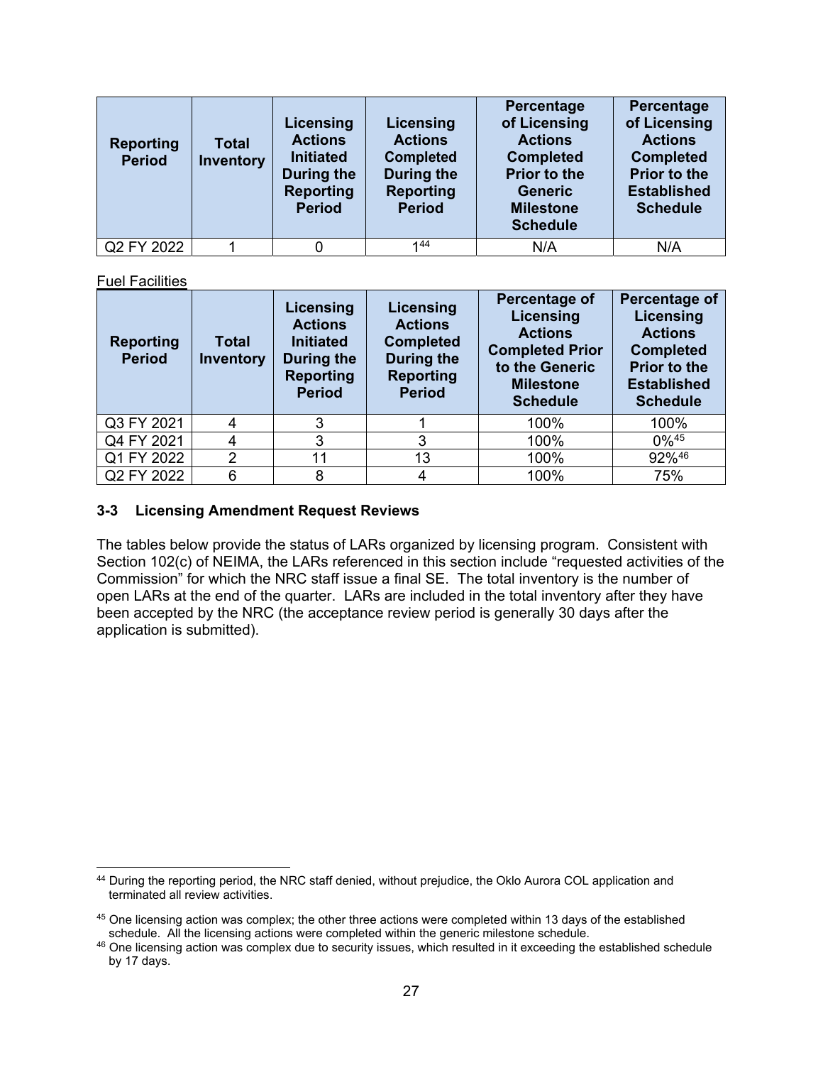| Reporting Period | Total Inventory | Licensing Actions Initiated During the Reporting Period | Licensing Actions Completed During the Reporting Period | Percentage of Licensing Actions Completed Prior to the Generic Milestone Schedule | Percentage of Licensing Actions Completed Prior to the Established Schedule |
|---|---|---|---|---|---|
| Q2 FY 2022 | 1 | 0 | 1[44] | N/A | N/A |

Fuel Facilities

| Reporting Period | Total Inventory | Licensing Actions Initiated During the Reporting Period | Licensing Actions Completed During the Reporting Period | Percentage of Licensing Actions Completed Prior to the Generic Milestone Schedule | Percentage of Licensing Actions Completed Prior to the Established Schedule |
|---|---|---|---|---|---|
| Q3 FY 2021 | 4 | 3 | 1 | 100% | 100% |
| Q4 FY 2021 | 4 | 3 | 3 | 100% | 0%[45] |
| Q1 FY 2022 | 2 | 11 | 13 | 100% | 92%[46] |
| Q2 FY 2022 | 6 | 8 | 4 | 100% | 75% |

### 3-3 Licensing Amendment Request Reviews

The tables below provide the status of LARs organized by licensing program. Consistent with Section 102(c) of NEIMA, the LARs referenced in this section include "requested activities of the Commission" for which the NRC staff issue a final SE. The total inventory is the number of open LARs at the end of the quarter. LARs are included in the total inventory after they have been accepted by the NRC (the acceptance review period is generally 30 days after the application is submitted).

---

[44] During the reporting period, the NRC staff denied, without prejudice, the Oklo Aurora COL application and terminated all review activities.

[45] One licensing action was complex; the other three actions were completed within 13 days of the established schedule. All the licensing actions were completed within the generic milestone schedule.

[46] One licensing action was complex due to security issues, which resulted in it exceeding the established schedule by 17 days.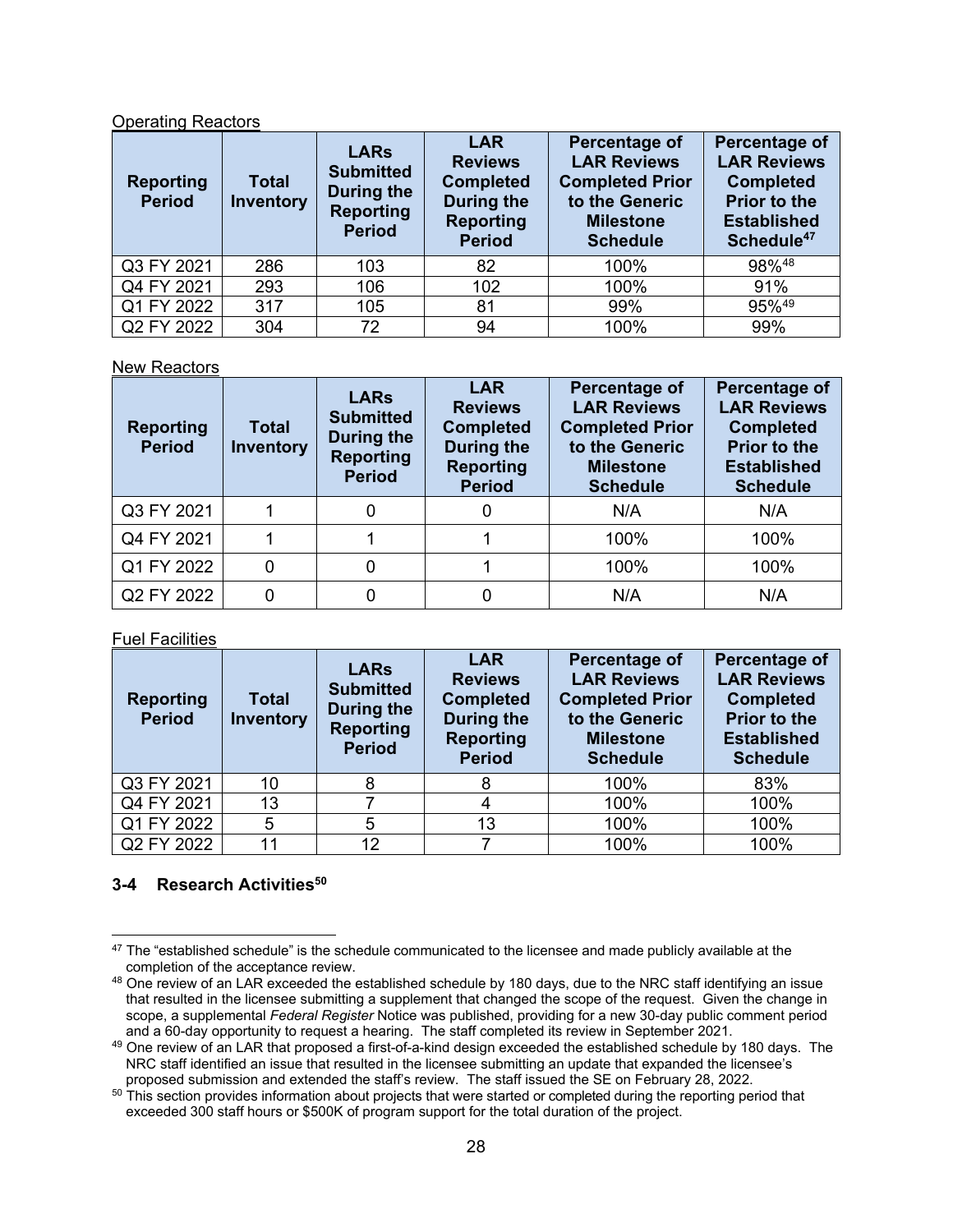Operating Reactors

| Reporting Period | Total Inventory | LARs Submitted During the Reporting Period | LAR Reviews Completed During the Reporting Period | Percentage of LAR Reviews Completed Prior to the Generic Milestone Schedule | Percentage of LAR Reviews Completed Prior to the Established Schedule[47] |
|---|---|---|---|---|---|
| Q3 FY 2021 | 286 | 103 | 82 | 100% | 98%[48] |
| Q4 FY 2021 | 293 | 106 | 102 | 100% | 91% |
| Q1 FY 2022 | 317 | 105 | 81 | 99% | 95%[49] |
| Q2 FY 2022 | 304 | 72 | 94 | 100% | 99% |

New Reactors

| Reporting Period | Total Inventory | LARs Submitted During the Reporting Period | LAR Reviews Completed During the Reporting Period | Percentage of LAR Reviews Completed Prior to the Generic Milestone Schedule | Percentage of LAR Reviews Completed Prior to the Established Schedule |
|---|---|---|---|---|---|
| Q3 FY 2021 | 1 | 0 | 0 | N/A | N/A |
| Q4 FY 2021 | 1 | 1 | 1 | 100% | 100% |
| Q1 FY 2022 | 0 | 0 | 1 | 100% | 100% |
| Q2 FY 2022 | 0 | 0 | 0 | N/A | N/A |

Fuel Facilities

| Reporting Period | Total Inventory | LARs Submitted During the Reporting Period | LAR Reviews Completed During the Reporting Period | Percentage of LAR Reviews Completed Prior to the Generic Milestone Schedule | Percentage of LAR Reviews Completed Prior to the Established Schedule |
|---|---|---|---|---|---|
| Q3 FY 2021 | 10 | 8 | 8 | 100% | 83% |
| Q4 FY 2021 | 13 | 7 | 4 | 100% | 100% |
| Q1 FY 2022 | 5 | 5 | 13 | 100% | 100% |
| Q2 FY 2022 | 11 | 12 | 7 | 100% | 100% |

## 3-4 Research Activities[50]

---

[47] The "established schedule" is the schedule communicated to the licensee and made publicly available at the completion of the acceptance review.

[48] One review of an LAR exceeded the established schedule by 180 days, due to the NRC staff identifying an issue that resulted in the licensee submitting a supplement that changed the scope of the request. Given the change in scope, a supplemental *Federal Register* Notice was published, providing for a new 30-day public comment period and a 60-day opportunity to request a hearing. The staff completed its review in September 2021.

[49] One review of an LAR that proposed a first-of-a-kind design exceeded the established schedule by 180 days. The NRC staff identified an issue that resulted in the licensee submitting an update that expanded the licensee's proposed submission and extended the staff's review. The staff issued the SE on February 28, 2022.

[50] This section provides information about projects that were started or completed during the reporting period that exceeded 300 staff hours or $500K of program support for the total duration of the project.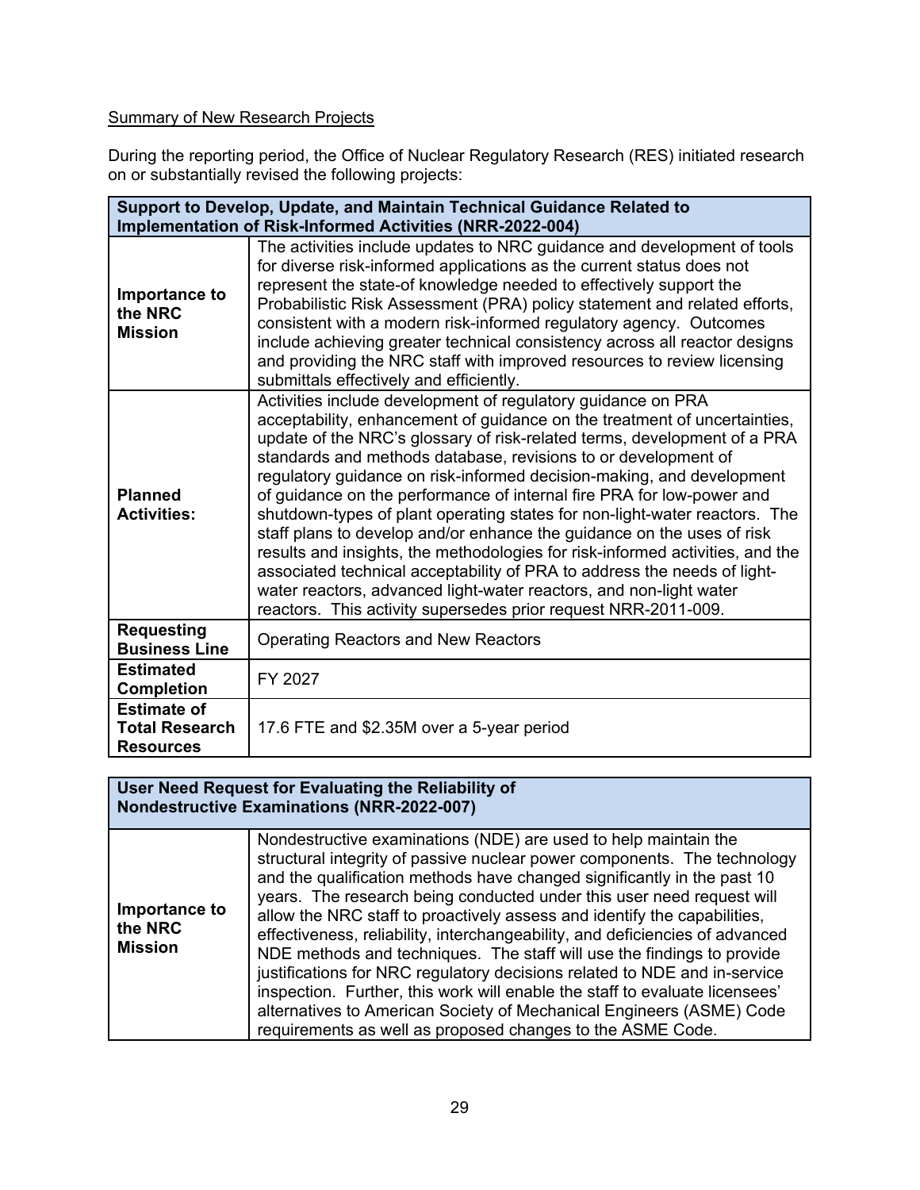Summary of New Research Projects

During the reporting period, the Office of Nuclear Regulatory Research (RES) initiated research on or substantially revised the following projects:

| **Support to Develop, Update, and Maintain Technical Guidance Related to Implementation of Risk-Informed Activities (NRR-2022-004)** | |
|---|---|
| **Importance to the NRC Mission** | The activities include updates to NRC guidance and development of tools for diverse risk-informed applications as the current status does not represent the state-of knowledge needed to effectively support the Probabilistic Risk Assessment (PRA) policy statement and related efforts, consistent with a modern risk-informed regulatory agency. Outcomes include achieving greater technical consistency across all reactor designs and providing the NRC staff with improved resources to review licensing submittals effectively and efficiently. |
| **Planned Activities:** | Activities include development of regulatory guidance on PRA acceptability, enhancement of guidance on the treatment of uncertainties, update of the NRC's glossary of risk-related terms, development of a PRA standards and methods database, revisions to or development of regulatory guidance on risk-informed decision-making, and development of guidance on the performance of internal fire PRA for low-power and shutdown-types of plant operating states for non-light-water reactors. The staff plans to develop and/or enhance the guidance on the uses of risk results and insights, the methodologies for risk-informed activities, and the associated technical acceptability of PRA to address the needs of light-water reactors, advanced light-water reactors, and non-light water reactors. This activity supersedes prior request NRR-2011-009. |
| **Requesting Business Line** | Operating Reactors and New Reactors |
| **Estimated Completion** | FY 2027 |
| **Estimate of Total Research Resources** | 17.6 FTE and $2.35M over a 5-year period |

| **User Need Request for Evaluating the Reliability of Nondestructive Examinations (NRR-2022-007)** | |
|---|---|
| **Importance to the NRC Mission** | Nondestructive examinations (NDE) are used to help maintain the structural integrity of passive nuclear power components. The technology and the qualification methods have changed significantly in the past 10 years. The research being conducted under this user need request will allow the NRC staff to proactively assess and identify the capabilities, effectiveness, reliability, interchangeability, and deficiencies of advanced NDE methods and techniques. The staff will use the findings to provide justifications for NRC regulatory decisions related to NDE and in-service inspection. Further, this work will enable the staff to evaluate licensees' alternatives to American Society of Mechanical Engineers (ASME) Code requirements as well as proposed changes to the ASME Code. |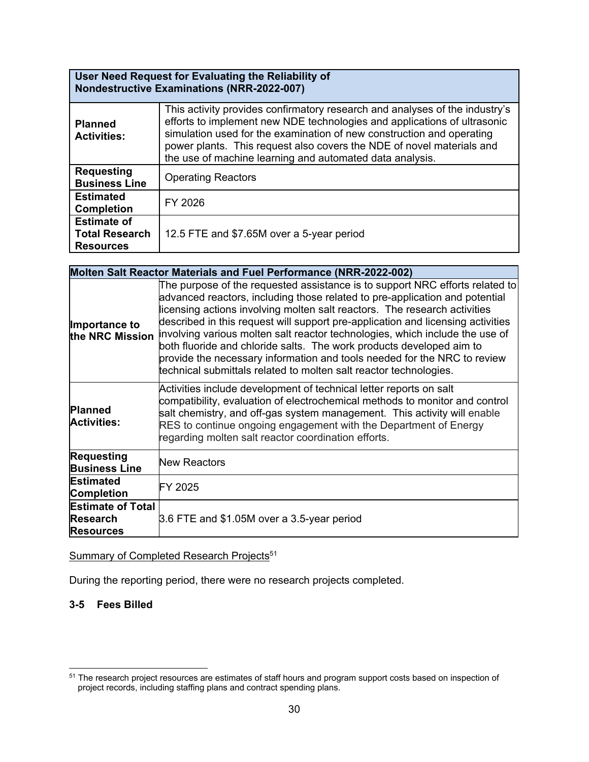| User Need Request for Evaluating the Reliability of Nondestructive Examinations (NRR-2022-007) | |
|---|---|
| **Planned Activities:** | This activity provides confirmatory research and analyses of the industry's efforts to implement new NDE technologies and applications of ultrasonic simulation used for the examination of new construction and operating power plants. This request also covers the NDE of novel materials and the use of machine learning and automated data analysis. |
| **Requesting Business Line** | Operating Reactors |
| **Estimated Completion** | FY 2026 |
| **Estimate of Total Research Resources** | 12.5 FTE and $7.65M over a 5-year period |

| Molten Salt Reactor Materials and Fuel Performance (NRR-2022-002) | |
|---|---|
| **Importance to the NRC Mission** | The purpose of the requested assistance is to support NRC efforts related to advanced reactors, including those related to pre-application and potential licensing actions involving molten salt reactors. The research activities described in this request will support pre-application and licensing activities involving various molten salt reactor technologies, which include the use of both fluoride and chloride salts. The work products developed aim to provide the necessary information and tools needed for the NRC to review technical submittals related to molten salt reactor technologies. |
| **Planned Activities:** | Activities include development of technical letter reports on salt compatibility, evaluation of electrochemical methods to monitor and control salt chemistry, and off-gas system management. This activity will enable RES to continue ongoing engagement with the Department of Energy regarding molten salt reactor coordination efforts. |
| **Requesting Business Line** | New Reactors |
| **Estimated Completion** | FY 2025 |
| **Estimate of Total Research Resources** | 3.6 FTE and $1.05M over a 3.5-year period |

Summary of Completed Research Projects[51]

During the reporting period, there were no research projects completed.

### 3-5 Fees Billed

[51] The research project resources are estimates of staff hours and program support costs based on inspection of project records, including staffing plans and contract spending plans.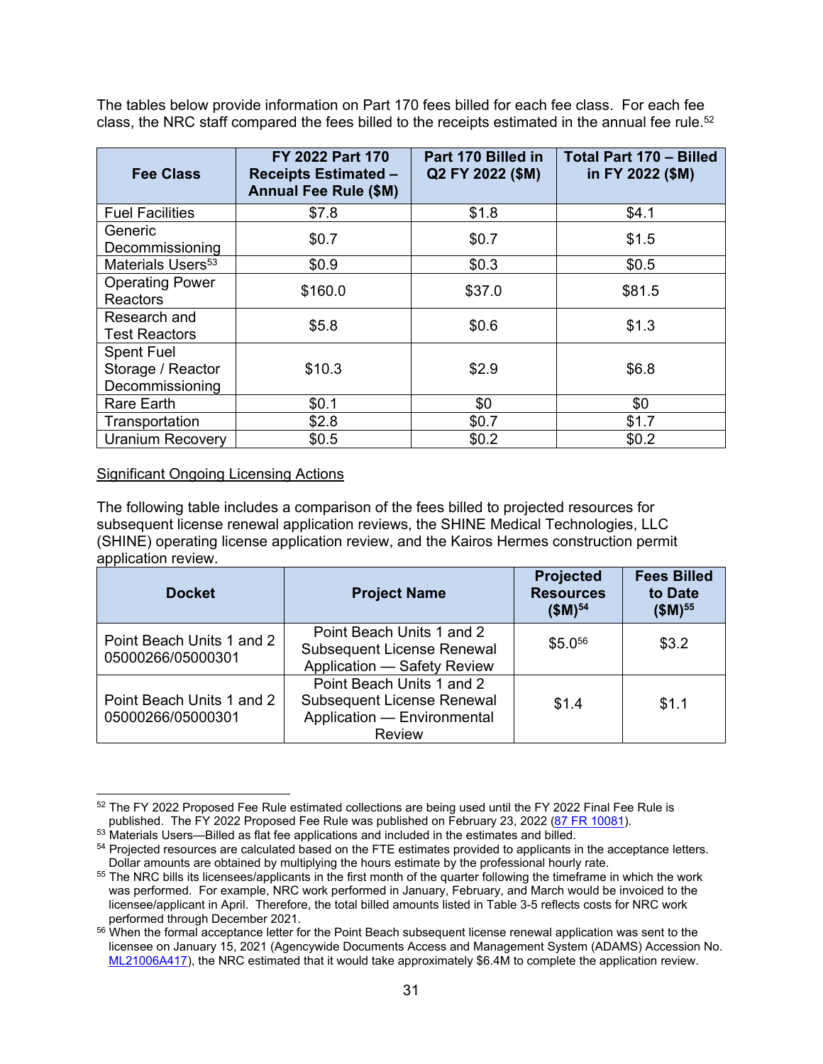The tables below provide information on Part 170 fees billed for each fee class. For each fee class, the NRC staff compared the fees billed to the receipts estimated in the annual fee rule.[52]

| Fee Class | FY 2022 Part 170 Receipts Estimated – Annual Fee Rule ($M) | Part 170 Billed in Q2 FY 2022 ($M) | Total Part 170 – Billed in FY 2022 ($M) |
|---|---|---|---|
| Fuel Facilities | $7.8 | $1.8 | $4.1 |
| Generic Decommissioning | $0.7 | $0.7 | $1.5 |
| Materials Users[53] | $0.9 | $0.3 | $0.5 |
| Operating Power Reactors | $160.0 | $37.0 | $81.5 |
| Research and Test Reactors | $5.8 | $0.6 | $1.3 |
| Spent Fuel Storage / Reactor Decommissioning | $10.3 | $2.9 | $6.8 |
| Rare Earth | $0.1 | $0 | $0 |
| Transportation | $2.8 | $0.7 | $1.7 |
| Uranium Recovery | $0.5 | $0.2 | $0.2 |

Significant Ongoing Licensing Actions

The following table includes a comparison of the fees billed to projected resources for subsequent license renewal application reviews, the SHINE Medical Technologies, LLC (SHINE) operating license application review, and the Kairos Hermes construction permit application review.

| Docket | Project Name | Projected Resources ($M)[54] | Fees Billed to Date ($M)[55] |
|---|---|---|---|
| Point Beach Units 1 and 2 05000266/05000301 | Point Beach Units 1 and 2 Subsequent License Renewal Application — Safety Review | $5.0[56] | $3.2 |
| Point Beach Units 1 and 2 05000266/05000301 | Point Beach Units 1 and 2 Subsequent License Renewal Application — Environmental Review | $1.4 | $1.1 |

---

[52] The FY 2022 Proposed Fee Rule estimated collections are being used until the FY 2022 Final Fee Rule is published. The FY 2022 Proposed Fee Rule was published on February 23, 2022 (87 FR 10081).

[53] Materials Users—Billed as flat fee applications and included in the estimates and billed.

[54] Projected resources are calculated based on the FTE estimates provided to applicants in the acceptance letters. Dollar amounts are obtained by multiplying the hours estimate by the professional hourly rate.

[55] The NRC bills its licensees/applicants in the first month of the quarter following the timeframe in which the work was performed. For example, NRC work performed in January, February, and March would be invoiced to the licensee/applicant in April. Therefore, the total billed amounts listed in Table 3-5 reflects costs for NRC work performed through December 2021.

[56] When the formal acceptance letter for the Point Beach subsequent license renewal application was sent to the licensee on January 15, 2021 (Agencywide Documents Access and Management System (ADAMS) Accession No. ML21006A417), the NRC estimated that it would take approximately $6.4M to complete the application review.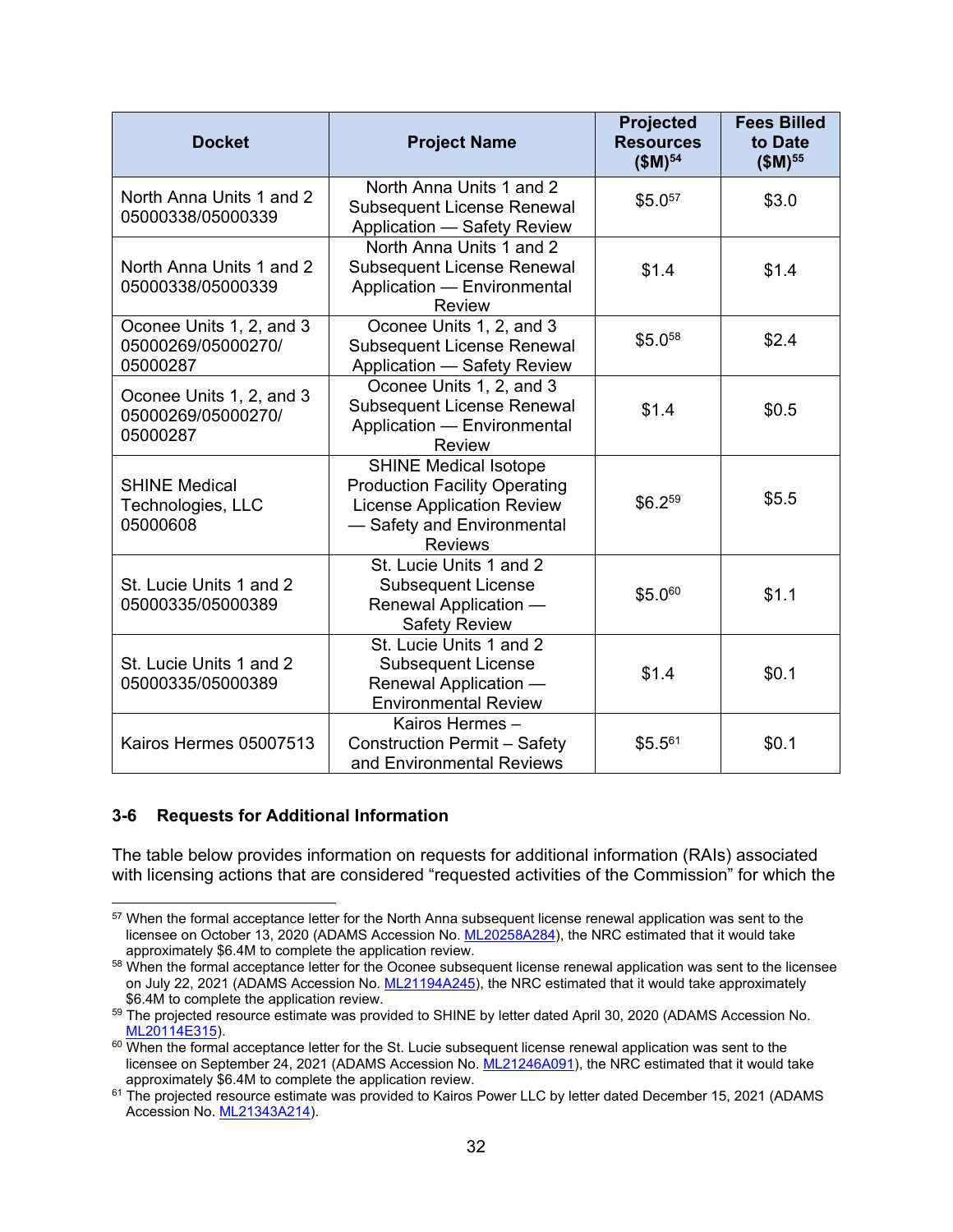| Docket | Project Name | Projected Resources ($M)[54] | Fees Billed to Date ($M)[55] |
|---|---|---|---|
| North Anna Units 1 and 2 05000338/05000339 | North Anna Units 1 and 2 Subsequent License Renewal Application — Safety Review | $5.0[57] | $3.0 |
| North Anna Units 1 and 2 05000338/05000339 | North Anna Units 1 and 2 Subsequent License Renewal Application — Environmental Review | $1.4 | $1.4 |
| Oconee Units 1, 2, and 3 05000269/05000270/ 05000287 | Oconee Units 1, 2, and 3 Subsequent License Renewal Application — Safety Review | $5.0[58] | $2.4 |
| Oconee Units 1, 2, and 3 05000269/05000270/ 05000287 | Oconee Units 1, 2, and 3 Subsequent License Renewal Application — Environmental Review | $1.4 | $0.5 |
| SHINE Medical Technologies, LLC 05000608 | SHINE Medical Isotope Production Facility Operating License Application Review — Safety and Environmental Reviews | $6.2[59] | $5.5 |
| St. Lucie Units 1 and 2 05000335/05000389 | St. Lucie Units 1 and 2 Subsequent License Renewal Application — Safety Review | $5.0[60] | $1.1 |
| St. Lucie Units 1 and 2 05000335/05000389 | St. Lucie Units 1 and 2 Subsequent License Renewal Application — Environmental Review | $1.4 | $0.1 |
| Kairos Hermes 05007513 | Kairos Hermes – Construction Permit – Safety and Environmental Reviews | $5.5[61] | $0.1 |

## 3-6 Requests for Additional Information

The table below provides information on requests for additional information (RAIs) associated with licensing actions that are considered "requested activities of the Commission" for which the

---

[57] When the formal acceptance letter for the North Anna subsequent license renewal application was sent to the licensee on October 13, 2020 (ADAMS Accession No. ML20258A284), the NRC estimated that it would take approximately $6.4M to complete the application review.

[58] When the formal acceptance letter for the Oconee subsequent license renewal application was sent to the licensee on July 22, 2021 (ADAMS Accession No. ML21194A245), the NRC estimated that it would take approximately $6.4M to complete the application review.

[59] The projected resource estimate was provided to SHINE by letter dated April 30, 2020 (ADAMS Accession No. ML20114E315).

[60] When the formal acceptance letter for the St. Lucie subsequent license renewal application was sent to the licensee on September 24, 2021 (ADAMS Accession No. ML21246A091), the NRC estimated that it would take approximately $6.4M to complete the application review.

[61] The projected resource estimate was provided to Kairos Power LLC by letter dated December 15, 2021 (ADAMS Accession No. ML21343A214).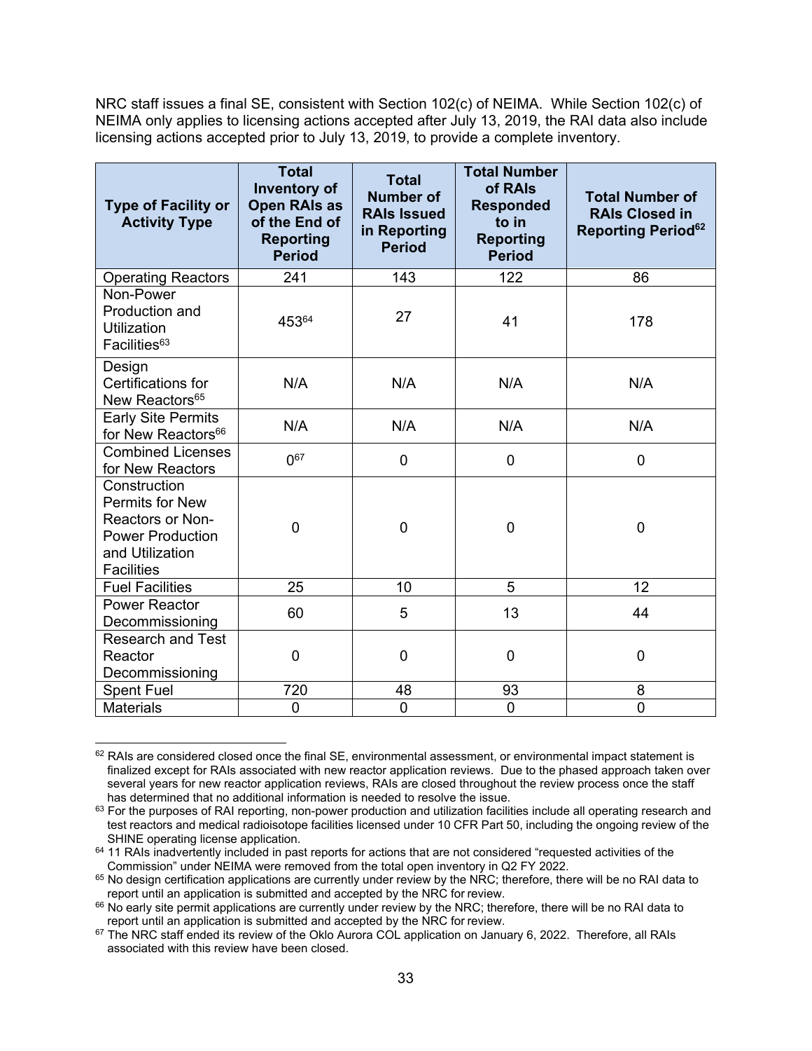NRC staff issues a final SE, consistent with Section 102(c) of NEIMA. While Section 102(c) of NEIMA only applies to licensing actions accepted after July 13, 2019, the RAI data also include licensing actions accepted prior to July 13, 2019, to provide a complete inventory.

| Type of Facility or Activity Type | Total Inventory of Open RAIs as of the End of Reporting Period | Total Number of RAIs Issued in Reporting Period | Total Number of RAIs Responded to in Reporting Period | Total Number of RAIs Closed in Reporting Period[62] |
|---|---|---|---|---|
| Operating Reactors | 241 | 143 | 122 | 86 |
| Non-Power Production and Utilization Facilities[63] | 453[64] | 27 | 41 | 178 |
| Design Certifications for New Reactors[65] | N/A | N/A | N/A | N/A |
| Early Site Permits for New Reactors[66] | N/A | N/A | N/A | N/A |
| Combined Licenses for New Reactors | 0[67] | 0 | 0 | 0 |
| Construction Permits for New Reactors or Non-Power Production and Utilization Facilities | 0 | 0 | 0 | 0 |
| Fuel Facilities | 25 | 10 | 5 | 12 |
| Power Reactor Decommissioning | 60 | 5 | 13 | 44 |
| Research and Test Reactor Decommissioning | 0 | 0 | 0 | 0 |
| Spent Fuel | 720 | 48 | 93 | 8 |
| Materials | 0 | 0 | 0 | 0 |

[62] RAIs are considered closed once the final SE, environmental assessment, or environmental impact statement is finalized except for RAIs associated with new reactor application reviews. Due to the phased approach taken over several years for new reactor application reviews, RAIs are closed throughout the review process once the staff has determined that no additional information is needed to resolve the issue.

[63] For the purposes of RAI reporting, non-power production and utilization facilities include all operating research and test reactors and medical radioisotope facilities licensed under 10 CFR Part 50, including the ongoing review of the SHINE operating license application.

[64] 11 RAIs inadvertently included in past reports for actions that are not considered "requested activities of the Commission" under NEIMA were removed from the total open inventory in Q2 FY 2022.

[65] No design certification applications are currently under review by the NRC; therefore, there will be no RAI data to report until an application is submitted and accepted by the NRC for review.

[66] No early site permit applications are currently under review by the NRC; therefore, there will be no RAI data to report until an application is submitted and accepted by the NRC for review.

[67] The NRC staff ended its review of the Oklo Aurora COL application on January 6, 2022. Therefore, all RAIs associated with this review have been closed.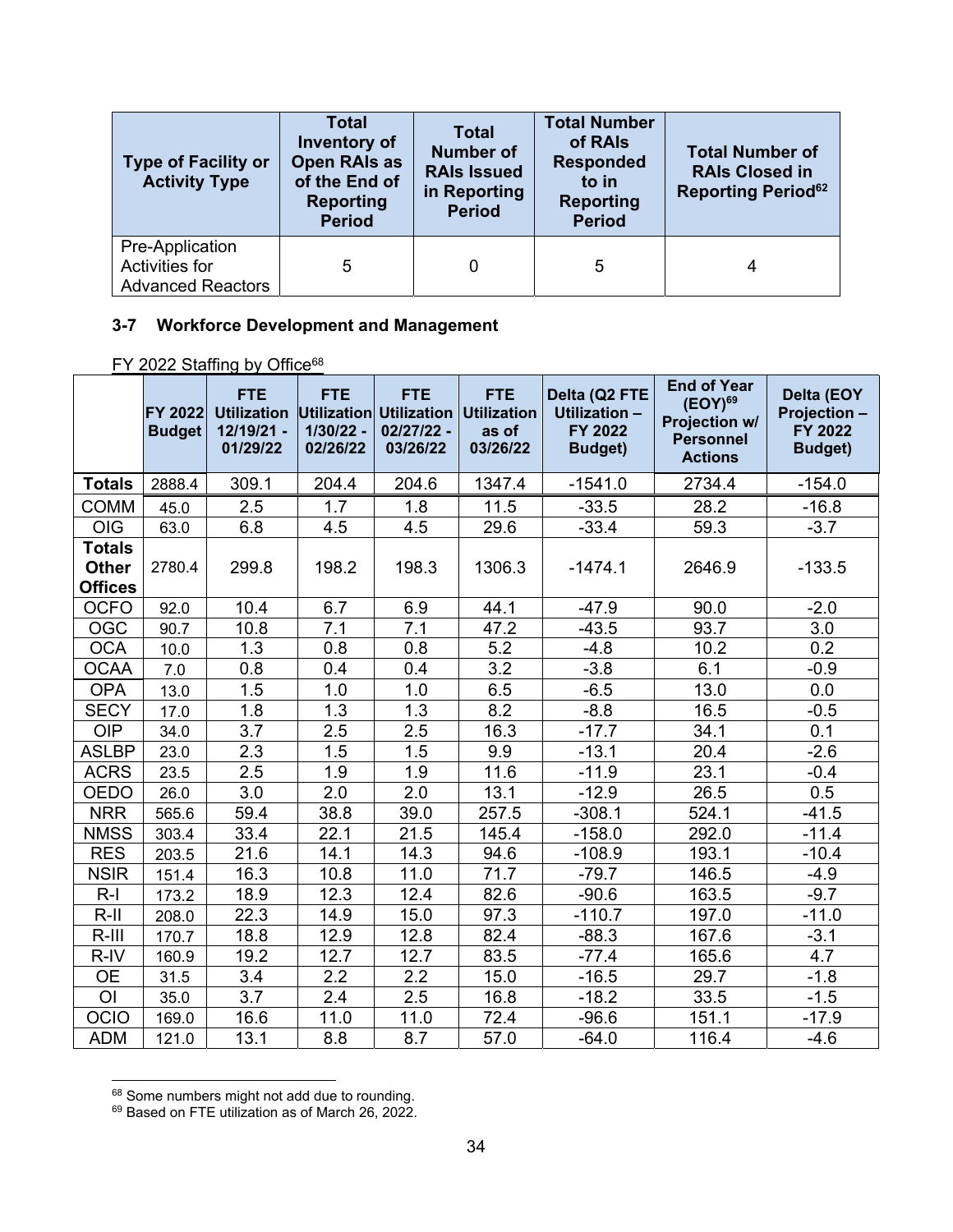| Type of Facility or Activity Type | Total Inventory of Open RAIs as of the End of Reporting Period | Total Number of RAIs Issued in Reporting Period | Total Number of RAIs Responded to in Reporting Period | Total Number of RAIs Closed in Reporting Period[62] |
|---|---|---|---|---|
| Pre-Application Activities for Advanced Reactors | 5 | 0 | 5 | 4 |

## 3-7 Workforce Development and Management

FY 2022 Staffing by Office[68]

| | FY 2022 Budget | FTE Utilization 12/19/21 - 01/29/22 | FTE Utilization 1/30/22 - 02/26/22 | FTE Utilization 02/27/22 - 03/26/22 | FTE Utilization as of 03/26/22 | Delta (Q2 FTE Utilization – FY 2022 Budget) | End of Year (EOY)[69] Projection w/ Personnel Actions | Delta (EOY Projection – FY 2022 Budget) |
|---|---|---|---|---|---|---|---|---|
| **Totals** | 2888.4 | 309.1 | 204.4 | 204.6 | 1347.4 | -1541.0 | 2734.4 | -154.0 |
| COMM | 45.0 | 2.5 | 1.7 | 1.8 | 11.5 | -33.5 | 28.2 | -16.8 |
| OIG | 63.0 | 6.8 | 4.5 | 4.5 | 29.6 | -33.4 | 59.3 | -3.7 |
| **Totals Other Offices** | 2780.4 | 299.8 | 198.2 | 198.3 | 1306.3 | -1474.1 | 2646.9 | -133.5 |
| OCFO | 92.0 | 10.4 | 6.7 | 6.9 | 44.1 | -47.9 | 90.0 | -2.0 |
| OGC | 90.7 | 10.8 | 7.1 | 7.1 | 47.2 | -43.5 | 93.7 | 3.0 |
| OCA | 10.0 | 1.3 | 0.8 | 0.8 | 5.2 | -4.8 | 10.2 | 0.2 |
| OCAA | 7.0 | 0.8 | 0.4 | 0.4 | 3.2 | -3.8 | 6.1 | -0.9 |
| OPA | 13.0 | 1.5 | 1.0 | 1.0 | 6.5 | -6.5 | 13.0 | 0.0 |
| SECY | 17.0 | 1.8 | 1.3 | 1.3 | 8.2 | -8.8 | 16.5 | -0.5 |
| OIP | 34.0 | 3.7 | 2.5 | 2.5 | 16.3 | -17.7 | 34.1 | 0.1 |
| ASLBP | 23.0 | 2.3 | 1.5 | 1.5 | 9.9 | -13.1 | 20.4 | -2.6 |
| ACRS | 23.5 | 2.5 | 1.9 | 1.9 | 11.6 | -11.9 | 23.1 | -0.4 |
| OEDO | 26.0 | 3.0 | 2.0 | 2.0 | 13.1 | -12.9 | 26.5 | 0.5 |
| NRR | 565.6 | 59.4 | 38.8 | 39.0 | 257.5 | -308.1 | 524.1 | -41.5 |
| NMSS | 303.4 | 33.4 | 22.1 | 21.5 | 145.4 | -158.0 | 292.0 | -11.4 |
| RES | 203.5 | 21.6 | 14.1 | 14.3 | 94.6 | -108.9 | 193.1 | -10.4 |
| NSIR | 151.4 | 16.3 | 10.8 | 11.0 | 71.7 | -79.7 | 146.5 | -4.9 |
| R-I | 173.2 | 18.9 | 12.3 | 12.4 | 82.6 | -90.6 | 163.5 | -9.7 |
| R-II | 208.0 | 22.3 | 14.9 | 15.0 | 97.3 | -110.7 | 197.0 | -11.0 |
| R-III | 170.7 | 18.8 | 12.9 | 12.8 | 82.4 | -88.3 | 167.6 | -3.1 |
| R-IV | 160.9 | 19.2 | 12.7 | 12.7 | 83.5 | -77.4 | 165.6 | 4.7 |
| OE | 31.5 | 3.4 | 2.2 | 2.2 | 15.0 | -16.5 | 29.7 | -1.8 |
| OI | 35.0 | 3.7 | 2.4 | 2.5 | 16.8 | -18.2 | 33.5 | -1.5 |
| OCIO | 169.0 | 16.6 | 11.0 | 11.0 | 72.4 | -96.6 | 151.1 | -17.9 |
| ADM | 121.0 | 13.1 | 8.8 | 8.7 | 57.0 | -64.0 | 116.4 | -4.6 |

[68] Some numbers might not add due to rounding.
[69] Based on FTE utilization as of March 26, 2022.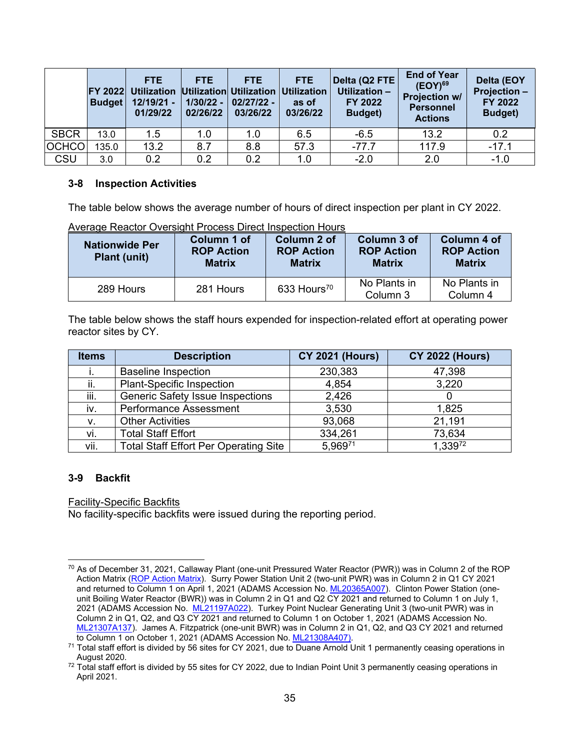| | FY 2022 Budget | FTE Utilization 12/19/21 - 01/29/22 | FTE Utilization 1/30/22 - 02/26/22 | FTE Utilization 02/27/22 - 03/26/22 | FTE Utilization as of 03/26/22 | Delta (Q2 FTE Utilization – FY 2022 Budget) | End of Year (EOY)[69] Projection w/ Personnel Actions | Delta (EOY Projection – FY 2022 Budget) |
|---|---|---|---|---|---|---|---|---|
| SBCR | 13.0 | 1.5 | 1.0 | 1.0 | 6.5 | -6.5 | 13.2 | 0.2 |
| OCHCO | 135.0 | 13.2 | 8.7 | 8.8 | 57.3 | -77.7 | 117.9 | -17.1 |
| CSU | 3.0 | 0.2 | 0.2 | 0.2 | 1.0 | -2.0 | 2.0 | -1.0 |

### 3-8 Inspection Activities

The table below shows the average number of hours of direct inspection per plant in CY 2022.

Average Reactor Oversight Process Direct Inspection Hours

| Nationwide Per Plant (unit) | Column 1 of ROP Action Matrix | Column 2 of ROP Action Matrix | Column 3 of ROP Action Matrix | Column 4 of ROP Action Matrix |
|---|---|---|---|---|
| 289 Hours | 281 Hours | 633 Hours[70] | No Plants in Column 3 | No Plants in Column 4 |

The table below shows the staff hours expended for inspection-related effort at operating power reactor sites by CY.

| Items | Description | CY 2021 (Hours) | CY 2022 (Hours) |
|---|---|---|---|
| i. | Baseline Inspection | 230,383 | 47,398 |
| ii. | Plant-Specific Inspection | 4,854 | 3,220 |
| iii. | Generic Safety Issue Inspections | 2,426 | 0 |
| iv. | Performance Assessment | 3,530 | 1,825 |
| v. | Other Activities | 93,068 | 21,191 |
| vi. | Total Staff Effort | 334,261 | 73,634 |
| vii. | Total Staff Effort Per Operating Site | 5,969[71] | 1,339[72] |

### 3-9 Backfit

Facility-Specific Backfits

No facility-specific backfits were issued during the reporting period.

---

[70] As of December 31, 2021, Callaway Plant (one-unit Pressured Water Reactor (PWR)) was in Column 2 of the ROP Action Matrix (ROP Action Matrix). Surry Power Station Unit 2 (two-unit PWR) was in Column 2 in Q1 CY 2021 and returned to Column 1 on April 1, 2021 (ADAMS Accession No. ML20365A007). Clinton Power Station (one-unit Boiling Water Reactor (BWR)) was in Column 2 in Q1 and Q2 CY 2021 and returned to Column 1 on July 1, 2021 (ADAMS Accession No. ML21197A022). Turkey Point Nuclear Generating Unit 3 (two-unit PWR) was in Column 2 in Q1, Q2, and Q3 CY 2021 and returned to Column 1 on October 1, 2021 (ADAMS Accession No. ML21307A137). James A. Fitzpatrick (one-unit BWR) was in Column 2 in Q1, Q2, and Q3 CY 2021 and returned to Column 1 on October 1, 2021 (ADAMS Accession No. ML21308A407).

[71] Total staff effort is divided by 56 sites for CY 2021, due to Duane Arnold Unit 1 permanently ceasing operations in August 2020.

[72] Total staff effort is divided by 55 sites for CY 2022, due to Indian Point Unit 3 permanently ceasing operations in April 2021.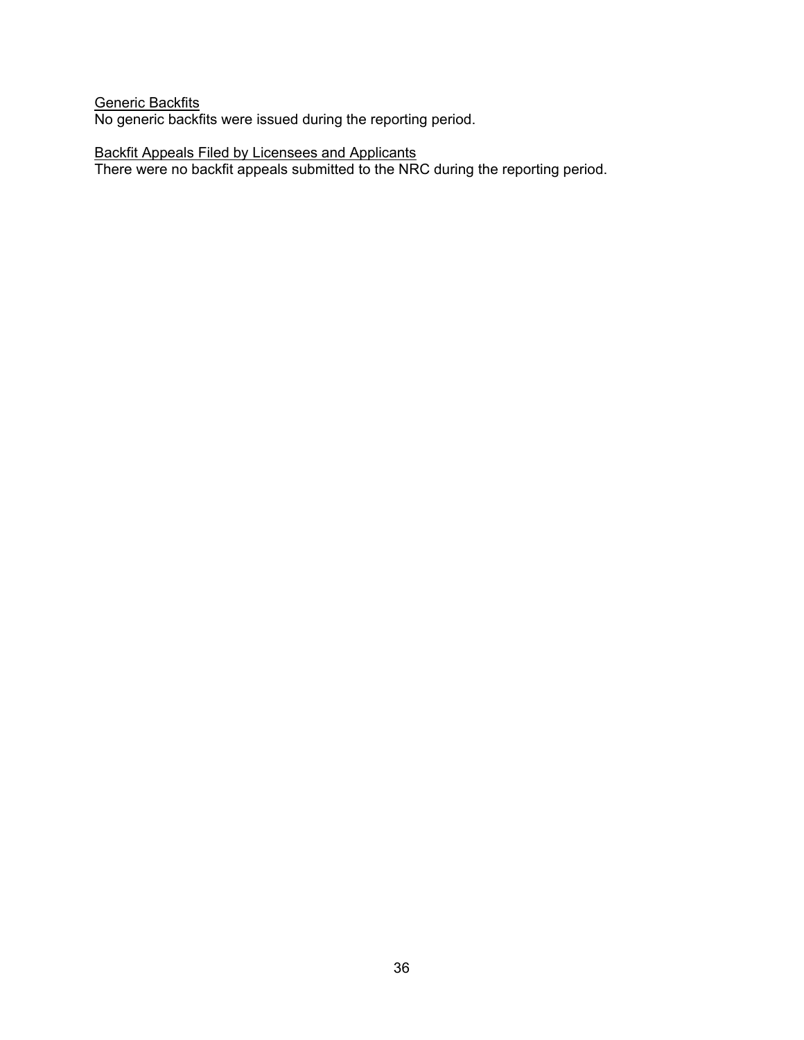Generic Backfits

No generic backfits were issued during the reporting period.

Backfit Appeals Filed by Licensees and Applicants

There were no backfit appeals submitted to the NRC during the reporting period.